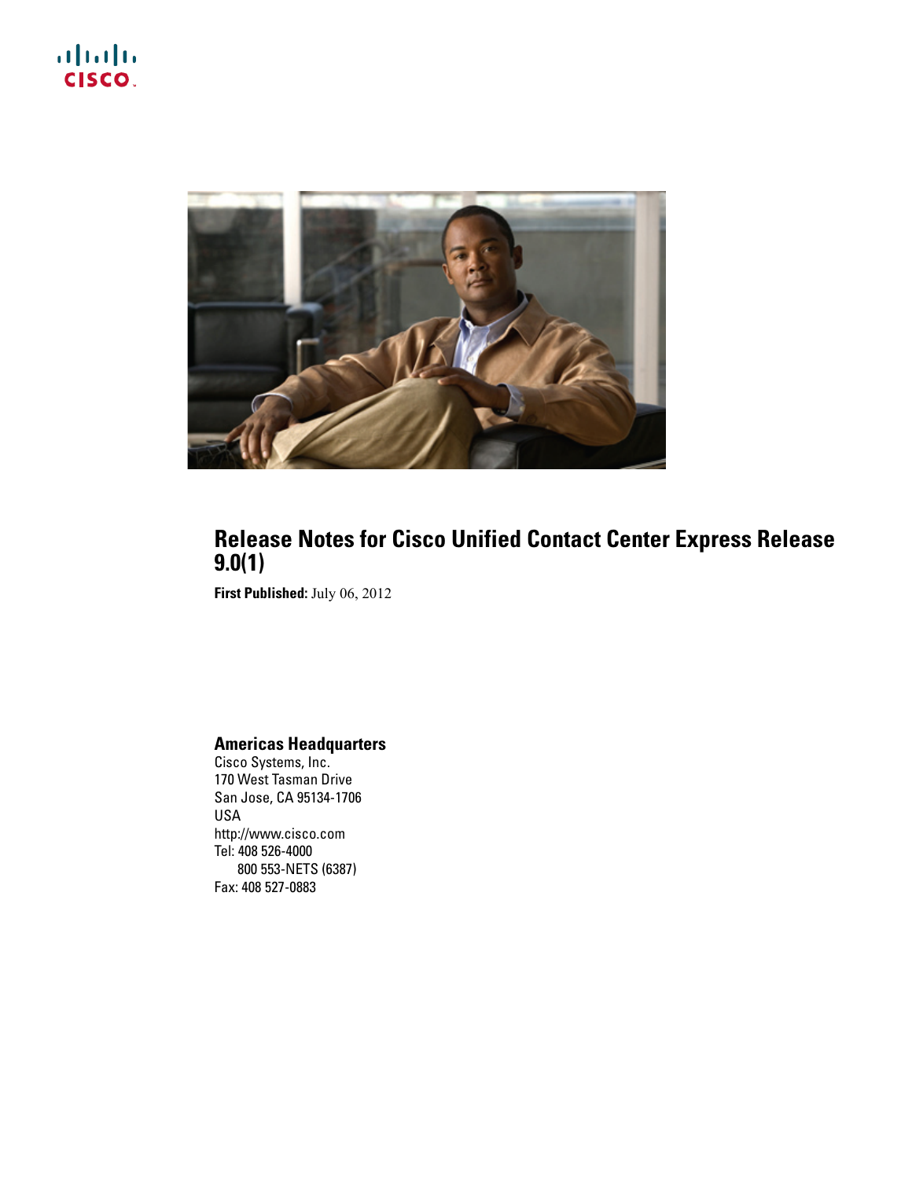# Release Notes for Cisco Unified Contact Center Express Release 9.0(1)

**First Published:** July 06, 2012

## Americas Headquarters

Cisco Systems, Inc.
170 West Tasman Drive
San Jose, CA 95134-1706
USA
http://www.cisco.com
Tel: 408 526-4000
800 553-NETS (6387)
Fax: 408 527-0883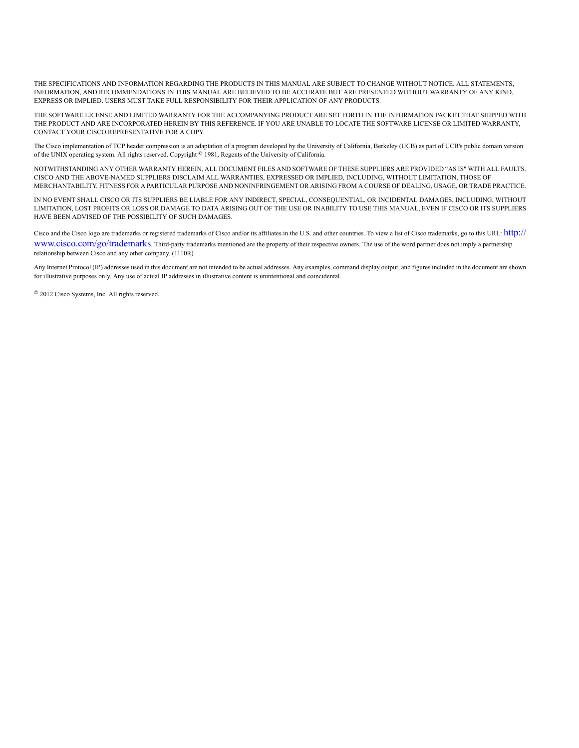THE SPECIFICATIONS AND INFORMATION REGARDING THE PRODUCTS IN THIS MANUAL ARE SUBJECT TO CHANGE WITHOUT NOTICE. ALL STATEMENTS, INFORMATION, AND RECOMMENDATIONS IN THIS MANUAL ARE BELIEVED TO BE ACCURATE BUT ARE PRESENTED WITHOUT WARRANTY OF ANY KIND, EXPRESS OR IMPLIED. USERS MUST TAKE FULL RESPONSIBILITY FOR THEIR APPLICATION OF ANY PRODUCTS.

THE SOFTWARE LICENSE AND LIMITED WARRANTY FOR THE ACCOMPANYING PRODUCT ARE SET FORTH IN THE INFORMATION PACKET THAT SHIPPED WITH THE PRODUCT AND ARE INCORPORATED HEREIN BY THIS REFERENCE. IF YOU ARE UNABLE TO LOCATE THE SOFTWARE LICENSE OR LIMITED WARRANTY, CONTACT YOUR CISCO REPRESENTATIVE FOR A COPY.

The Cisco implementation of TCP header compression is an adaptation of a program developed by the University of California, Berkeley (UCB) as part of UCB's public domain version of the UNIX operating system. All rights reserved. Copyright © 1981, Regents of the University of California.

NOTWITHSTANDING ANY OTHER WARRANTY HEREIN, ALL DOCUMENT FILES AND SOFTWARE OF THESE SUPPLIERS ARE PROVIDED “AS IS" WITH ALL FAULTS. CISCO AND THE ABOVE-NAMED SUPPLIERS DISCLAIM ALL WARRANTIES, EXPRESSED OR IMPLIED, INCLUDING, WITHOUT LIMITATION, THOSE OF MERCHANTABILITY, FITNESS FOR A PARTICULAR PURPOSE AND NONINFRINGEMENT OR ARISING FROM A COURSE OF DEALING, USAGE, OR TRADE PRACTICE.

IN NO EVENT SHALL CISCO OR ITS SUPPLIERS BE LIABLE FOR ANY INDIRECT, SPECIAL, CONSEQUENTIAL, OR INCIDENTAL DAMAGES, INCLUDING, WITHOUT LIMITATION, LOST PROFITS OR LOSS OR DAMAGE TO DATA ARISING OUT OF THE USE OR INABILITY TO USE THIS MANUAL, EVEN IF CISCO OR ITS SUPPLIERS HAVE BEEN ADVISED OF THE POSSIBILITY OF SUCH DAMAGES.

Cisco and the Cisco logo are trademarks or registered trademarks of Cisco and/or its affiliates in the U.S. and other countries. To view a list of Cisco trademarks, go to this URL: http://www.cisco.com/go/trademarks. Third-party trademarks mentioned are the property of their respective owners. The use of the word partner does not imply a partnership relationship between Cisco and any other company. (1110R)

Any Internet Protocol (IP) addresses used in this document are not intended to be actual addresses. Any examples, command display output, and figures included in the document are shown for illustrative purposes only. Any use of actual IP addresses in illustrative content is unintentional and coincidental.

© 2012 Cisco Systems, Inc. All rights reserved.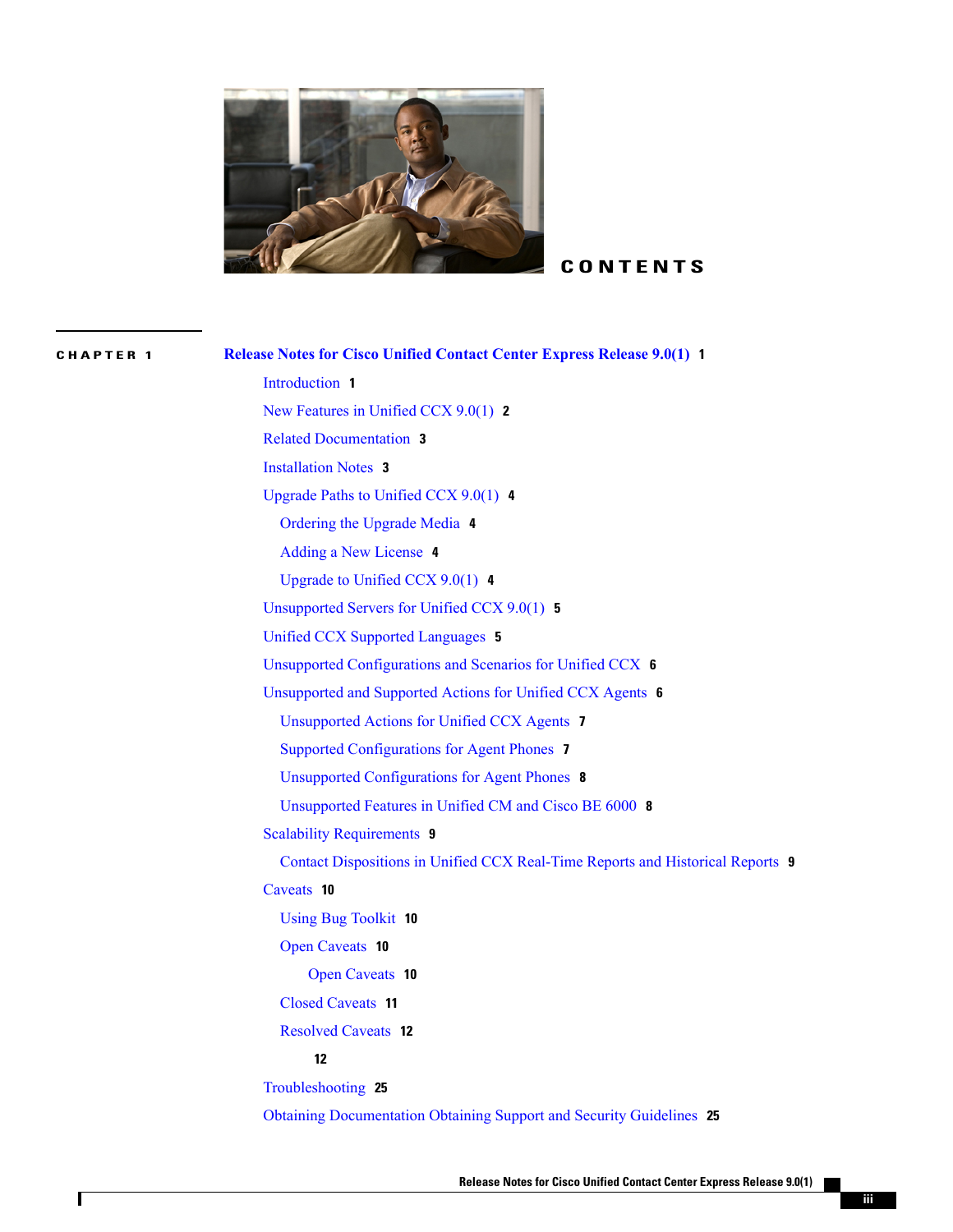# CONTENTS

**CHAPTER 1** **Release Notes for Cisco Unified Contact Center Express Release 9.0(1)** 1

- Introduction 1
- New Features in Unified CCX 9.0(1) 2
- Related Documentation 3
- Installation Notes 3
- Upgrade Paths to Unified CCX 9.0(1) 4
  - Ordering the Upgrade Media 4
  - Adding a New License 4
  - Upgrade to Unified CCX 9.0(1) 4
- Unsupported Servers for Unified CCX 9.0(1) 5
- Unified CCX Supported Languages 5
- Unsupported Configurations and Scenarios for Unified CCX 6
- Unsupported and Supported Actions for Unified CCX Agents 6
  - Unsupported Actions for Unified CCX Agents 7
  - Supported Configurations for Agent Phones 7
  - Unsupported Configurations for Agent Phones 8
  - Unsupported Features in Unified CM and Cisco BE 6000 8
- Scalability Requirements 9
  - Contact Dispositions in Unified CCX Real-Time Reports and Historical Reports 9
- Caveats 10
  - Using Bug Toolkit 10
  - Open Caveats 10
    - Open Caveats 10
  - Closed Caveats 11
  - Resolved Caveats 12
    - 12
- Troubleshooting 25
- Obtaining Documentation Obtaining Support and Security Guidelines 25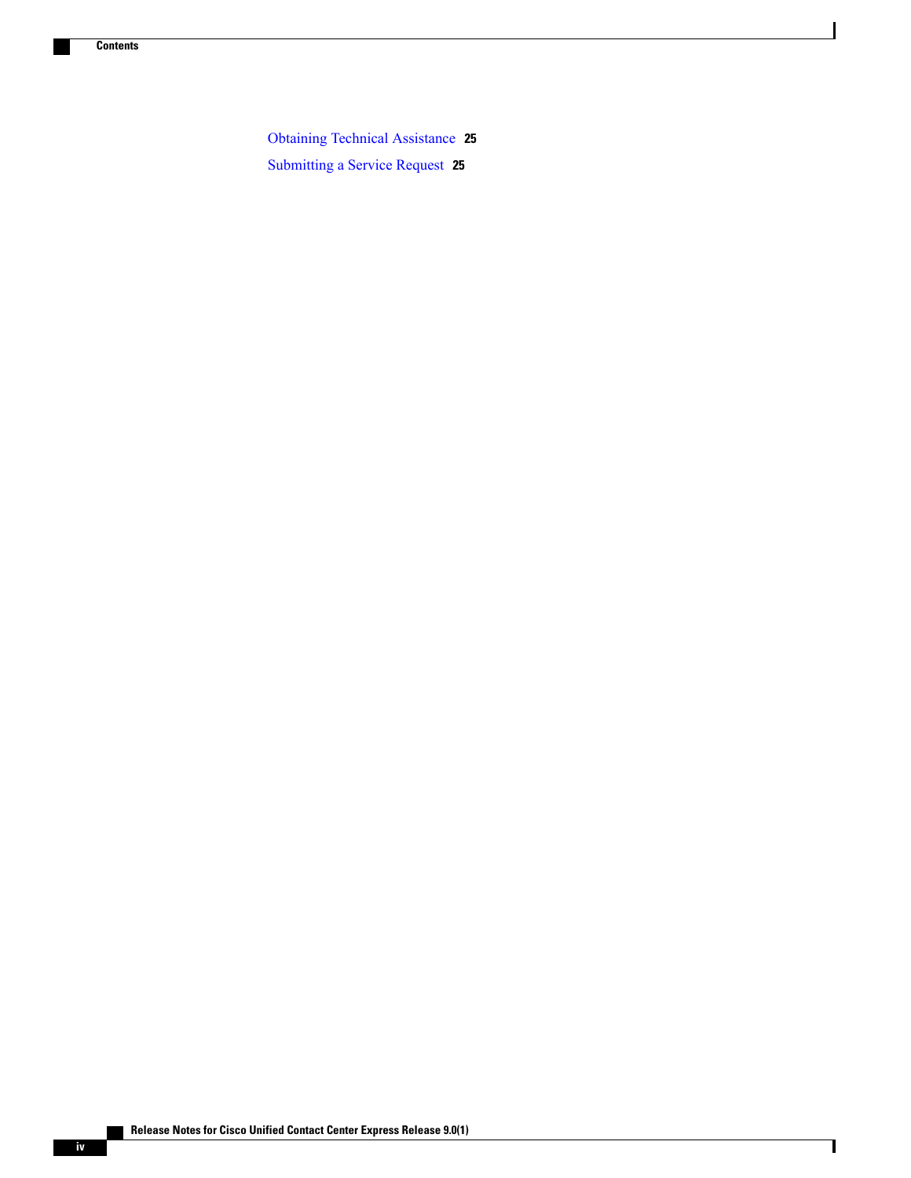Obtaining Technical Assistance 25

Submitting a Service Request 25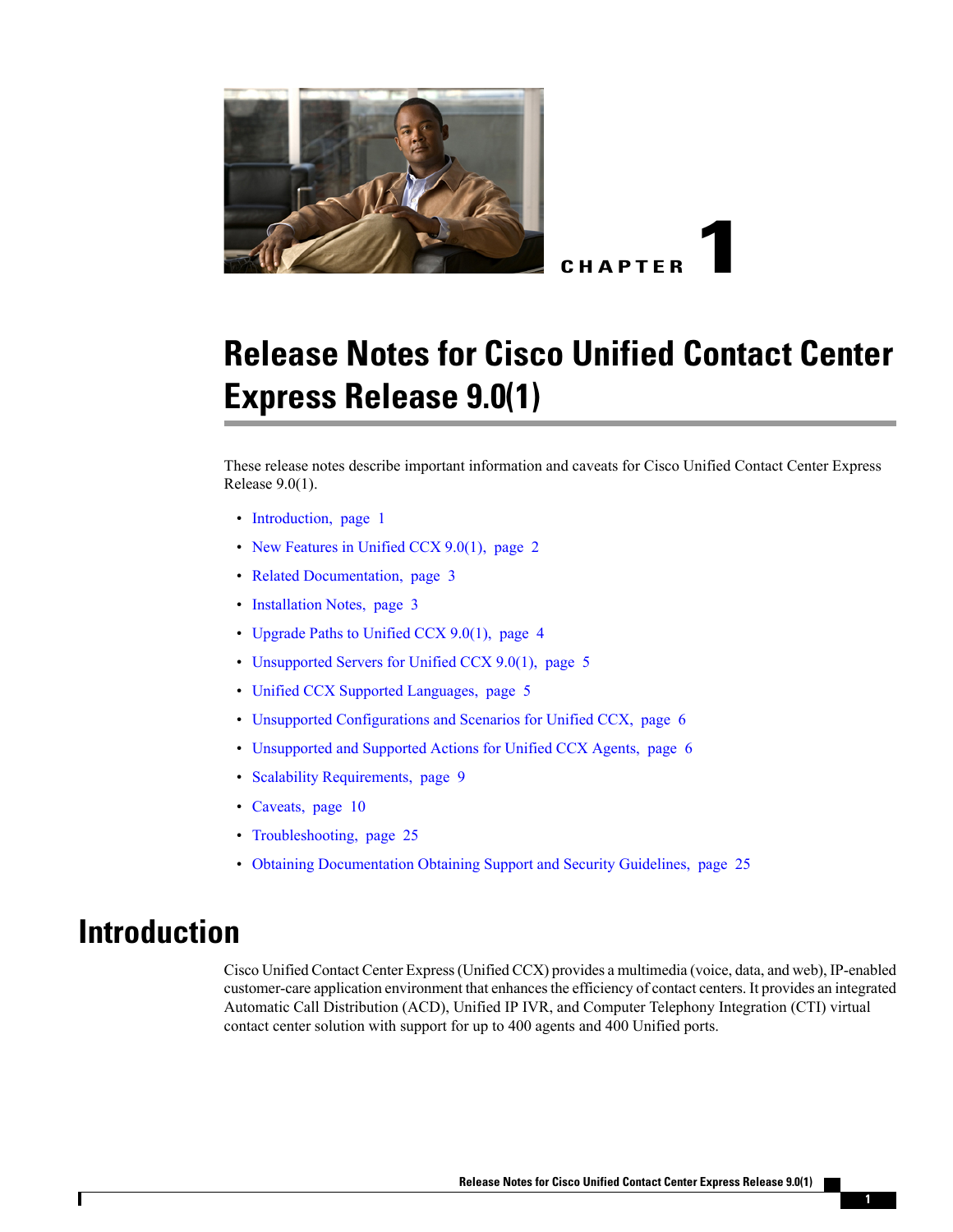# CHAPTER 1

# Release Notes for Cisco Unified Contact Center Express Release 9.0(1)

These release notes describe important information and caveats for Cisco Unified Contact Center Express Release 9.0(1).

- Introduction, page 1
- New Features in Unified CCX 9.0(1), page 2
- Related Documentation, page 3
- Installation Notes, page 3
- Upgrade Paths to Unified CCX 9.0(1), page 4
- Unsupported Servers for Unified CCX 9.0(1), page 5
- Unified CCX Supported Languages, page 5
- Unsupported Configurations and Scenarios for Unified CCX, page 6
- Unsupported and Supported Actions for Unified CCX Agents, page 6
- Scalability Requirements, page 9
- Caveats, page 10
- Troubleshooting, page 25
- Obtaining Documentation Obtaining Support and Security Guidelines, page 25

# Introduction

Cisco Unified Contact Center Express (Unified CCX) provides a multimedia (voice, data, and web), IP-enabled customer-care application environment that enhances the efficiency of contact centers. It provides an integrated Automatic Call Distribution (ACD), Unified IP IVR, and Computer Telephony Integration (CTI) virtual contact center solution with support for up to 400 agents and 400 Unified ports.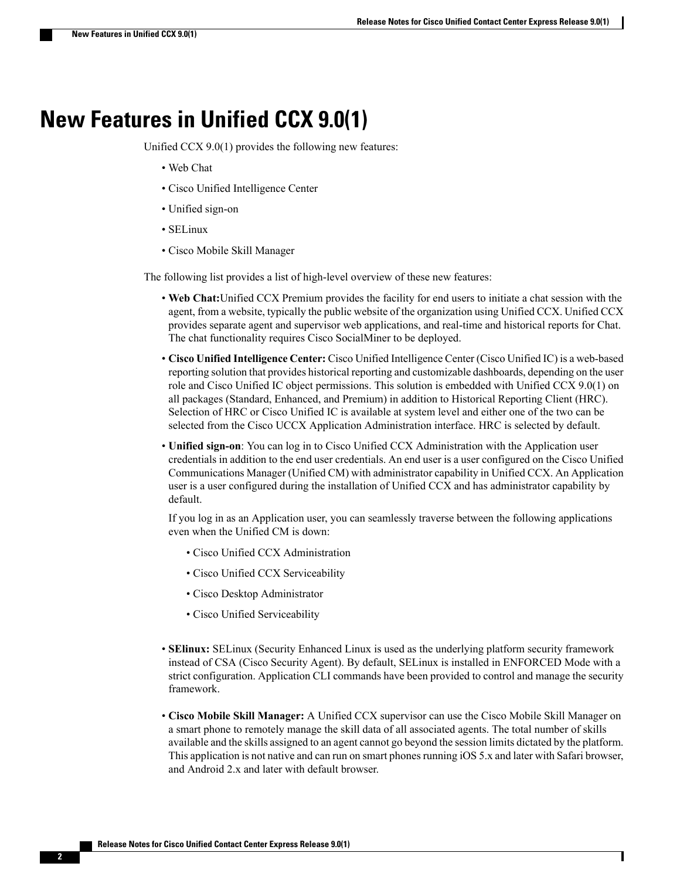# New Features in Unified CCX 9.0(1)

Unified CCX 9.0(1) provides the following new features:

- Web Chat
- Cisco Unified Intelligence Center
- Unified sign-on
- SELinux
- Cisco Mobile Skill Manager

The following list provides a list of high-level overview of these new features:

- **Web Chat:**Unified CCX Premium provides the facility for end users to initiate a chat session with the agent, from a website, typically the public website of the organization using Unified CCX. Unified CCX provides separate agent and supervisor web applications, and real-time and historical reports for Chat. The chat functionality requires Cisco SocialMiner to be deployed.
- **Cisco Unified Intelligence Center:** Cisco Unified Intelligence Center (Cisco Unified IC) is a web-based reporting solution that provides historical reporting and customizable dashboards, depending on the user role and Cisco Unified IC object permissions. This solution is embedded with Unified CCX 9.0(1) on all packages (Standard, Enhanced, and Premium) in addition to Historical Reporting Client (HRC). Selection of HRC or Cisco Unified IC is available at system level and either one of the two can be selected from the Cisco UCCX Application Administration interface. HRC is selected by default.
- **Unified sign-on**: You can log in to Cisco Unified CCX Administration with the Application user credentials in addition to the end user credentials. An end user is a user configured on the Cisco Unified Communications Manager (Unified CM) with administrator capability in Unified CCX. An Application user is a user configured during the installation of Unified CCX and has administrator capability by default.

  If you log in as an Application user, you can seamlessly traverse between the following applications even when the Unified CM is down:

  - Cisco Unified CCX Administration
  - Cisco Unified CCX Serviceability
  - Cisco Desktop Administrator
  - Cisco Unified Serviceability

- **SElinux:** SELinux (Security Enhanced Linux is used as the underlying platform security framework instead of CSA (Cisco Security Agent). By default, SELinux is installed in ENFORCED Mode with a strict configuration. Application CLI commands have been provided to control and manage the security framework.
- **Cisco Mobile Skill Manager:** A Unified CCX supervisor can use the Cisco Mobile Skill Manager on a smart phone to remotely manage the skill data of all associated agents. The total number of skills available and the skills assigned to an agent cannot go beyond the session limits dictated by the platform. This application is not native and can run on smart phones running iOS 5.x and later with Safari browser, and Android 2.x and later with default browser.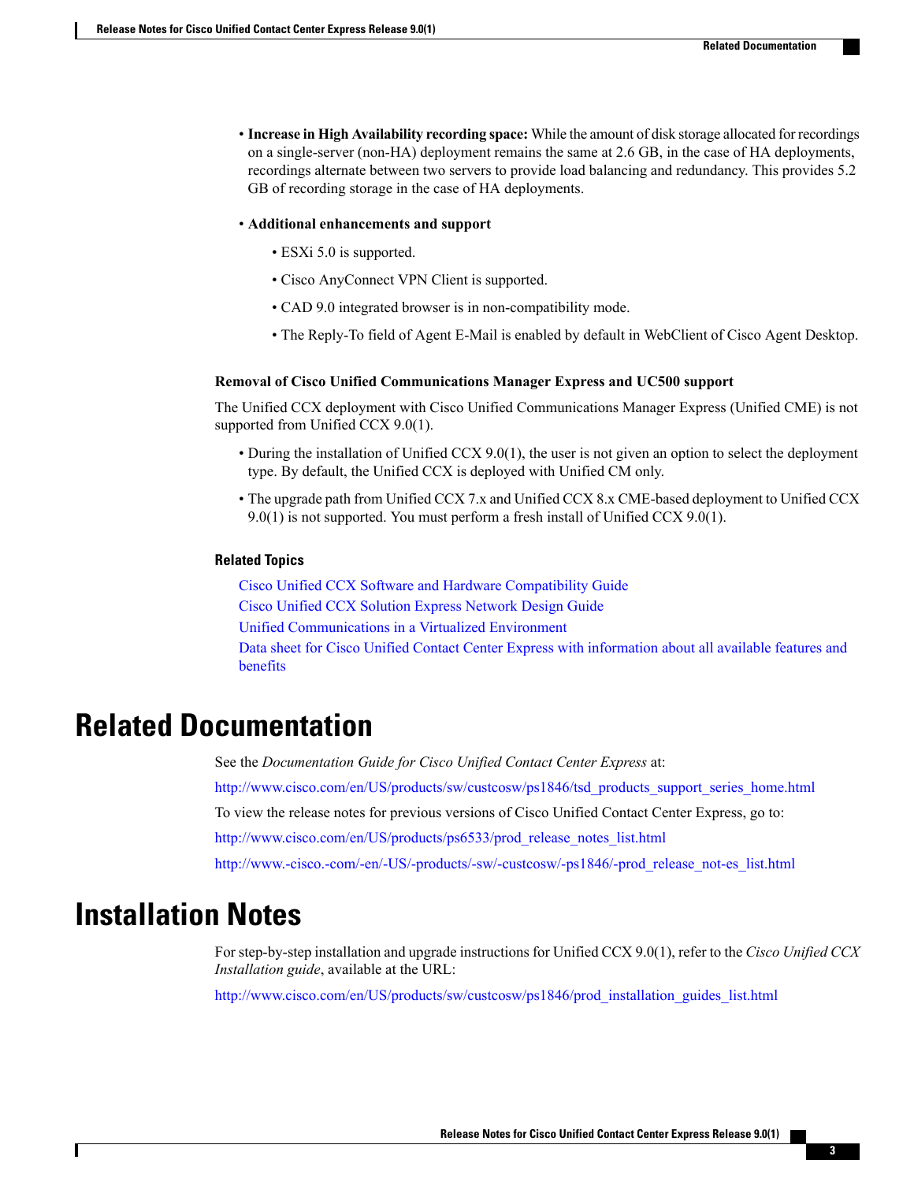- **Increase in High Availability recording space:** While the amount of disk storage allocated for recordings on a single-server (non-HA) deployment remains the same at 2.6 GB, in the case of HA deployments, recordings alternate between two servers to provide load balancing and redundancy. This provides 5.2 GB of recording storage in the case of HA deployments.
- **Additional enhancements and support**
  - ESXi 5.0 is supported.
  - Cisco AnyConnect VPN Client is supported.
  - CAD 9.0 integrated browser is in non-compatibility mode.
  - The Reply-To field of Agent E-Mail is enabled by default in WebClient of Cisco Agent Desktop.

**Removal of Cisco Unified Communications Manager Express and UC500 support**

The Unified CCX deployment with Cisco Unified Communications Manager Express (Unified CME) is not supported from Unified CCX 9.0(1).

- During the installation of Unified CCX 9.0(1), the user is not given an option to select the deployment type. By default, the Unified CCX is deployed with Unified CM only.
- The upgrade path from Unified CCX 7.x and Unified CCX 8.x CME-based deployment to Unified CCX 9.0(1) is not supported. You must perform a fresh install of Unified CCX 9.0(1).

**Related Topics**

Cisco Unified CCX Software and Hardware Compatibility Guide
Cisco Unified CCX Solution Express Network Design Guide
Unified Communications in a Virtualized Environment
Data sheet for Cisco Unified Contact Center Express with information about all available features and benefits

# Related Documentation

See the *Documentation Guide for Cisco Unified Contact Center Express* at:

http://www.cisco.com/en/US/products/sw/custcosw/ps1846/tsd_products_support_series_home.html

To view the release notes for previous versions of Cisco Unified Contact Center Express, go to:

http://www.cisco.com/en/US/products/ps6533/prod_release_notes_list.html

http://www.-cisco.-com/-en/-US/-products/-sw/-custcosw/-ps1846/-prod_release_not-es_list.html

# Installation Notes

For step-by-step installation and upgrade instructions for Unified CCX 9.0(1), refer to the *Cisco Unified CCX Installation guide*, available at the URL:

http://www.cisco.com/en/US/products/sw/custcosw/ps1846/prod_installation_guides_list.html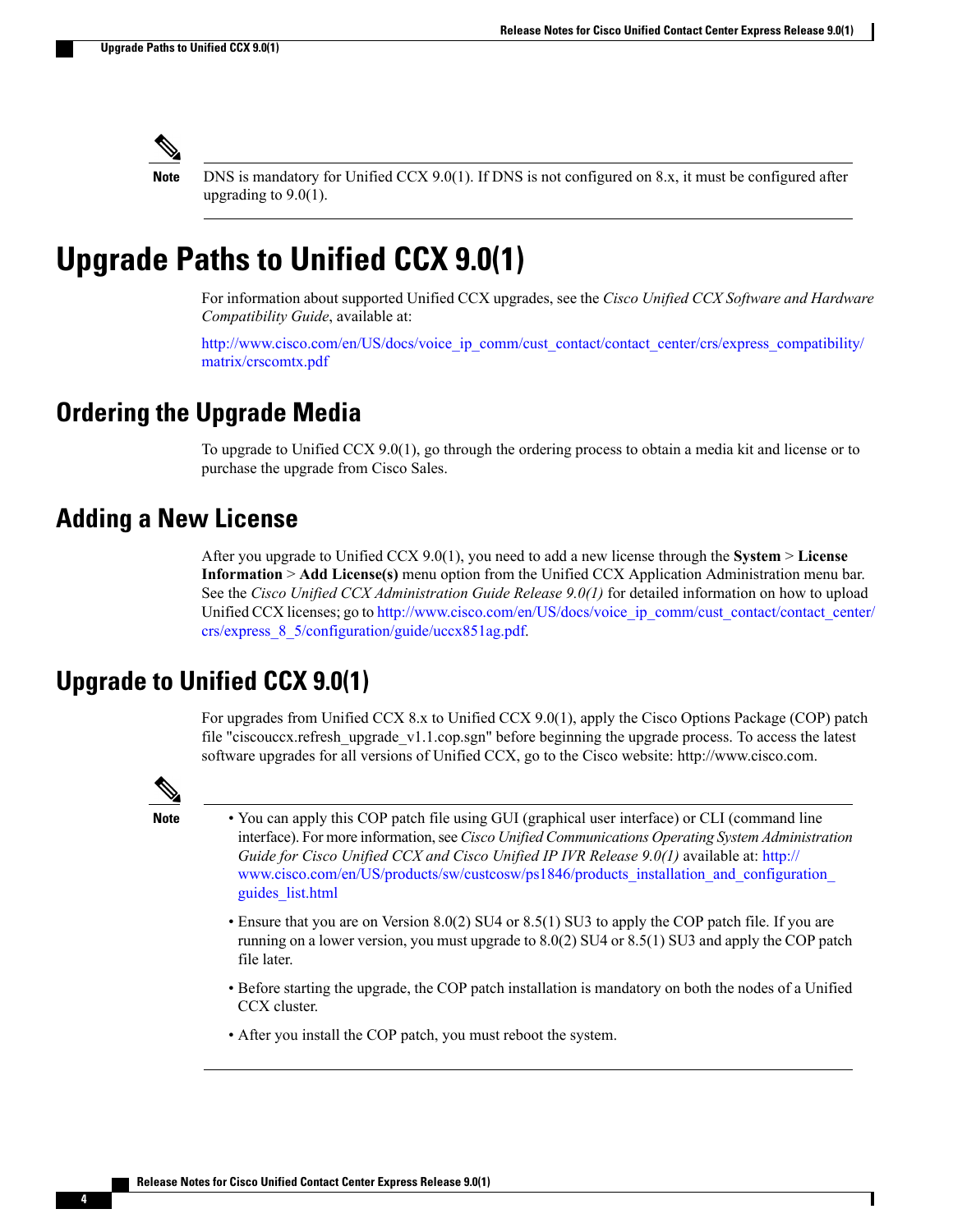**Note**

DNS is mandatory for Unified CCX 9.0(1). If DNS is not configured on 8.x, it must be configured after upgrading to 9.0(1).

# Upgrade Paths to Unified CCX 9.0(1)

For information about supported Unified CCX upgrades, see the *Cisco Unified CCX Software and Hardware Compatibility Guide*, available at:

http://www.cisco.com/en/US/docs/voice_ip_comm/cust_contact/contact_center/crs/express_compatibility/matrix/crscomtx.pdf

## Ordering the Upgrade Media

To upgrade to Unified CCX 9.0(1), go through the ordering process to obtain a media kit and license or to purchase the upgrade from Cisco Sales.

## Adding a New License

After you upgrade to Unified CCX 9.0(1), you need to add a new license through the **System** > **License Information** > **Add License(s)** menu option from the Unified CCX Application Administration menu bar. See the *Cisco Unified CCX Administration Guide Release 9.0(1)* for detailed information on how to upload Unified CCX licenses; go to http://www.cisco.com/en/US/docs/voice_ip_comm/cust_contact/contact_center/crs/express_8_5/configuration/guide/uccx851ag.pdf.

## Upgrade to Unified CCX 9.0(1)

For upgrades from Unified CCX 8.x to Unified CCX 9.0(1), apply the Cisco Options Package (COP) patch file "ciscouccx.refresh_upgrade_v1.1.cop.sgn" before beginning the upgrade process. To access the latest software upgrades for all versions of Unified CCX, go to the Cisco website: http://www.cisco.com.

**Note**

- You can apply this COP patch file using GUI (graphical user interface) or CLI (command line interface). For more information, see *Cisco Unified Communications Operating System Administration Guide for Cisco Unified CCX and Cisco Unified IP IVR Release 9.0(1)* available at: http://www.cisco.com/en/US/products/sw/custcosw/ps1846/products_installation_and_configuration_guides_list.html
- Ensure that you are on Version 8.0(2) SU4 or 8.5(1) SU3 to apply the COP patch file. If you are running on a lower version, you must upgrade to 8.0(2) SU4 or 8.5(1) SU3 and apply the COP patch file later.
- Before starting the upgrade, the COP patch installation is mandatory on both the nodes of a Unified CCX cluster.
- After you install the COP patch, you must reboot the system.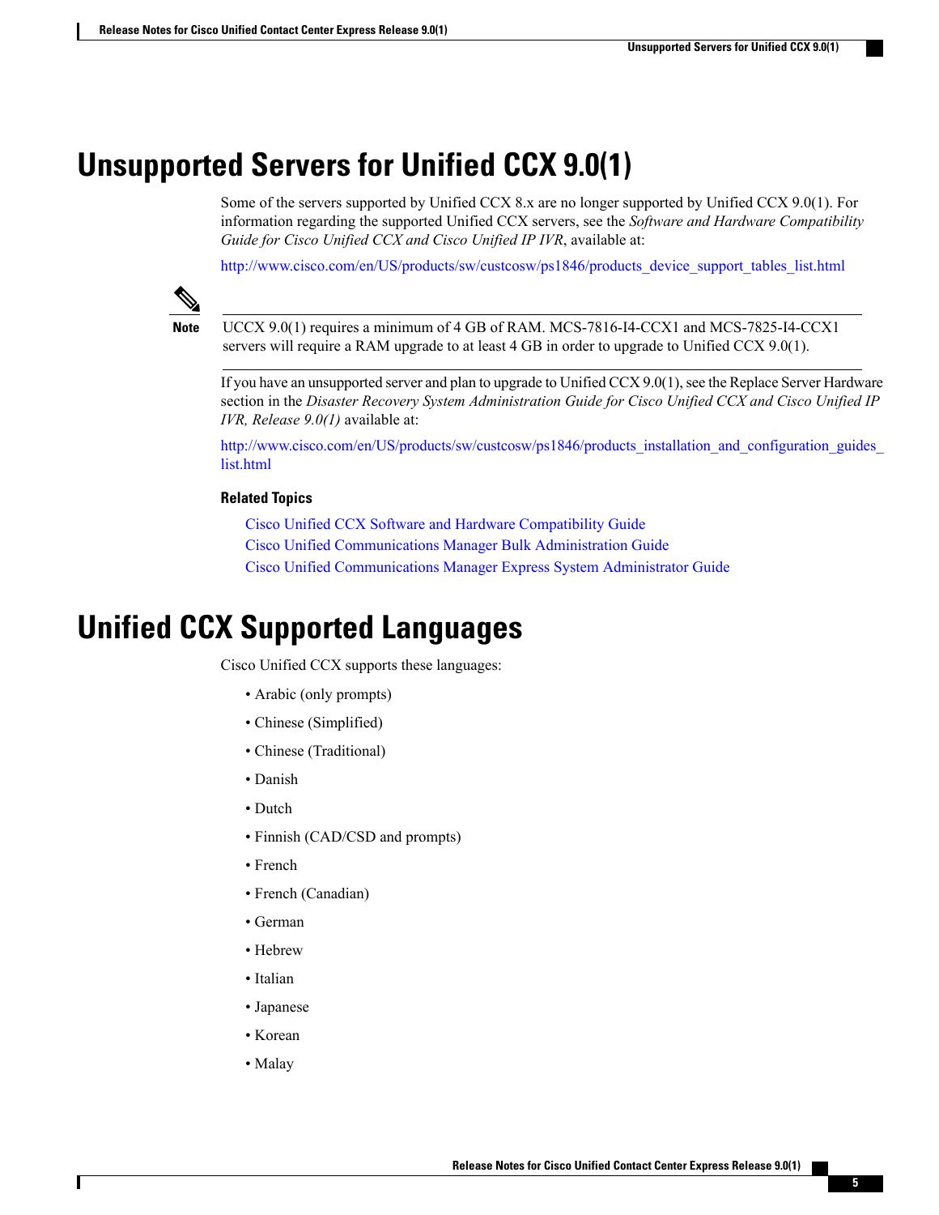# Unsupported Servers for Unified CCX 9.0(1)

Some of the servers supported by Unified CCX 8.x are no longer supported by Unified CCX 9.0(1). For information regarding the supported Unified CCX servers, see the *Software and Hardware Compatibility Guide for Cisco Unified CCX and Cisco Unified IP IVR*, available at:

http://www.cisco.com/en/US/products/sw/custcosw/ps1846/products_device_support_tables_list.html

> **Note** UCCX 9.0(1) requires a minimum of 4 GB of RAM. MCS-7816-I4-CCX1 and MCS-7825-I4-CCX1 servers will require a RAM upgrade to at least 4 GB in order to upgrade to Unified CCX 9.0(1).

If you have an unsupported server and plan to upgrade to Unified CCX 9.0(1), see the Replace Server Hardware section in the *Disaster Recovery System Administration Guide for Cisco Unified CCX and Cisco Unified IP IVR, Release 9.0(1)* available at:

http://www.cisco.com/en/US/products/sw/custcosw/ps1846/products_installation_and_configuration_guides_list.html

**Related Topics**

- Cisco Unified CCX Software and Hardware Compatibility Guide
- Cisco Unified Communications Manager Bulk Administration Guide
- Cisco Unified Communications Manager Express System Administrator Guide

# Unified CCX Supported Languages

Cisco Unified CCX supports these languages:

- Arabic (only prompts)
- Chinese (Simplified)
- Chinese (Traditional)
- Danish
- Dutch
- Finnish (CAD/CSD and prompts)
- French
- French (Canadian)
- German
- Hebrew
- Italian
- Japanese
- Korean
- Malay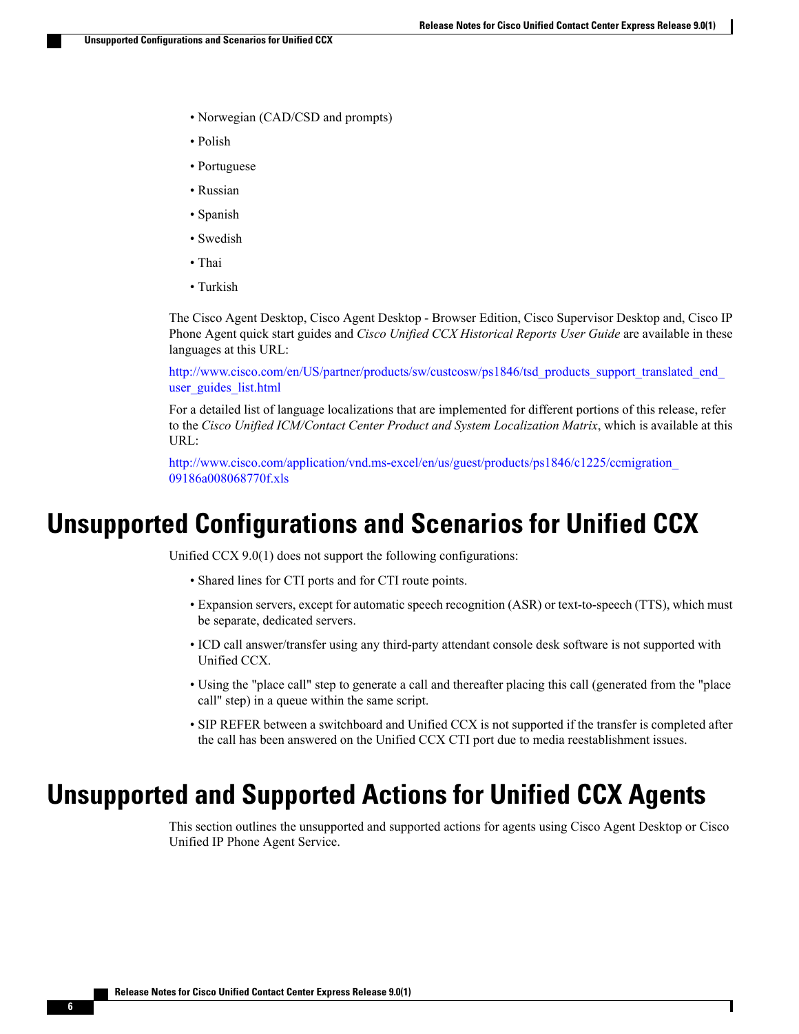- Norwegian (CAD/CSD and prompts)
- Polish
- Portuguese
- Russian
- Spanish
- Swedish
- Thai
- Turkish

The Cisco Agent Desktop, Cisco Agent Desktop - Browser Edition, Cisco Supervisor Desktop and, Cisco IP Phone Agent quick start guides and *Cisco Unified CCX Historical Reports User Guide* are available in these languages at this URL:

http://www.cisco.com/en/US/partner/products/sw/custcosw/ps1846/tsd_products_support_translated_end_user_guides_list.html

For a detailed list of language localizations that are implemented for different portions of this release, refer to the *Cisco Unified ICM/Contact Center Product and System Localization Matrix*, which is available at this URL:

http://www.cisco.com/application/vnd.ms-excel/en/us/guest/products/ps1846/c1225/ccmigration_09186a008068770f.xls

# Unsupported Configurations and Scenarios for Unified CCX

Unified CCX 9.0(1) does not support the following configurations:

- Shared lines for CTI ports and for CTI route points.
- Expansion servers, except for automatic speech recognition (ASR) or text-to-speech (TTS), which must be separate, dedicated servers.
- ICD call answer/transfer using any third-party attendant console desk software is not supported with Unified CCX.
- Using the "place call" step to generate a call and thereafter placing this call (generated from the "place call" step) in a queue within the same script.
- SIP REFER between a switchboard and Unified CCX is not supported if the transfer is completed after the call has been answered on the Unified CCX CTI port due to media reestablishment issues.

# Unsupported and Supported Actions for Unified CCX Agents

This section outlines the unsupported and supported actions for agents using Cisco Agent Desktop or Cisco Unified IP Phone Agent Service.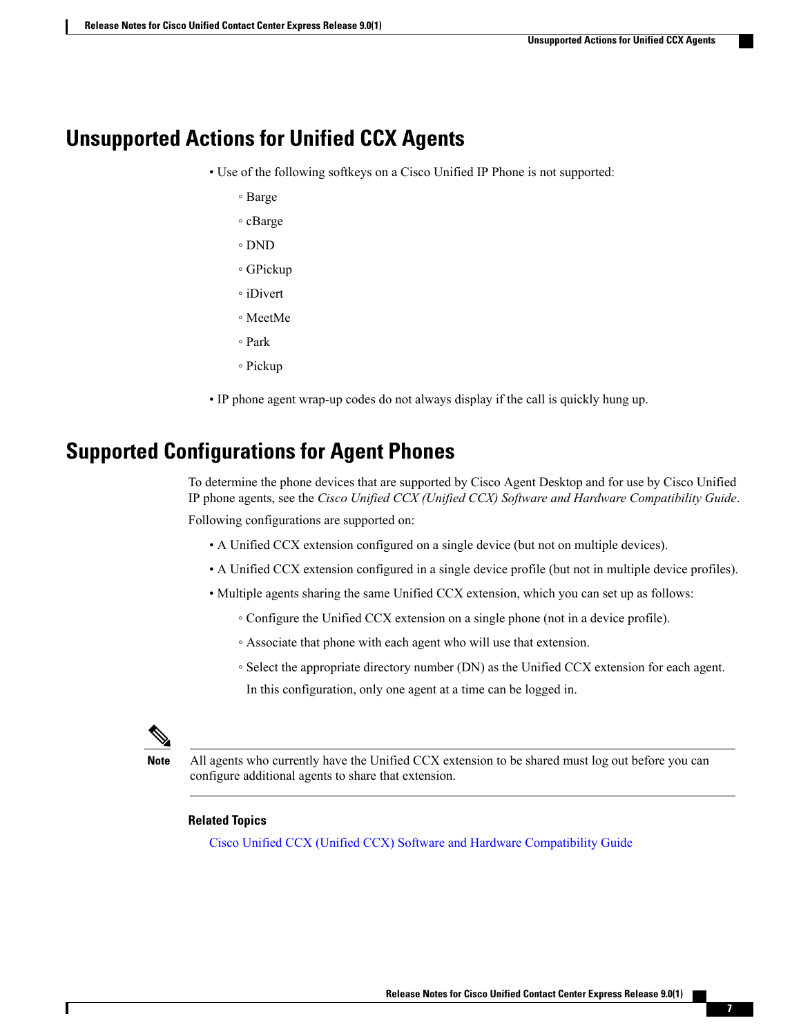## Unsupported Actions for Unified CCX Agents

- Use of the following softkeys on a Cisco Unified IP Phone is not supported:
  - Barge
  - cBarge
  - DND
  - GPickup
  - iDivert
  - MeetMe
  - Park
  - Pickup
- IP phone agent wrap-up codes do not always display if the call is quickly hung up.

## Supported Configurations for Agent Phones

To determine the phone devices that are supported by Cisco Agent Desktop and for use by Cisco Unified IP phone agents, see the *Cisco Unified CCX (Unified CCX) Software and Hardware Compatibility Guide*.

Following configurations are supported on:

- A Unified CCX extension configured on a single device (but not on multiple devices).
- A Unified CCX extension configured in a single device profile (but not in multiple device profiles).
- Multiple agents sharing the same Unified CCX extension, which you can set up as follows:
  - Configure the Unified CCX extension on a single phone (not in a device profile).
  - Associate that phone with each agent who will use that extension.
  - Select the appropriate directory number (DN) as the Unified CCX extension for each agent.

    In this configuration, only one agent at a time can be logged in.

**Note** All agents who currently have the Unified CCX extension to be shared must log out before you can configure additional agents to share that extension.

**Related Topics**

Cisco Unified CCX (Unified CCX) Software and Hardware Compatibility Guide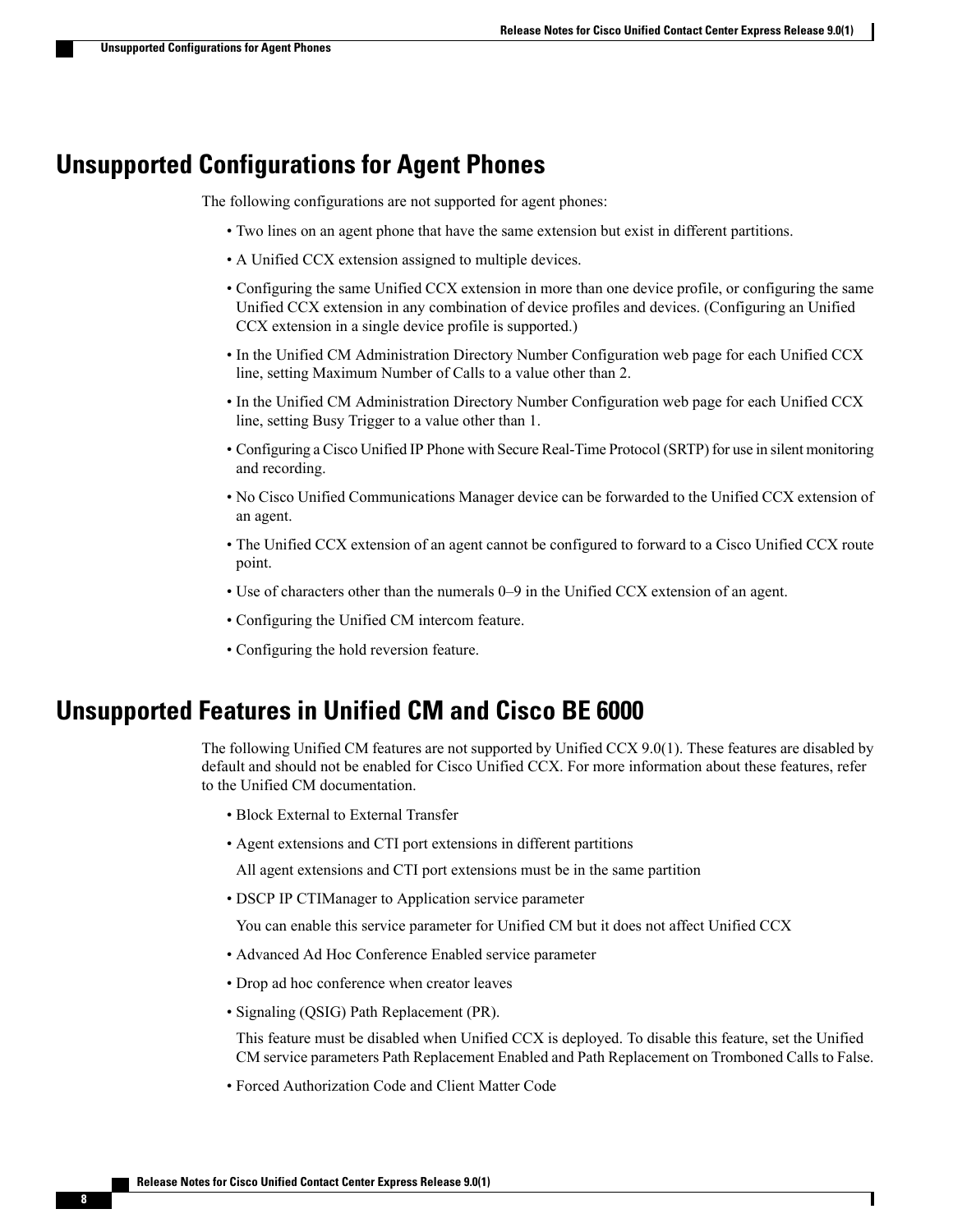## Unsupported Configurations for Agent Phones

The following configurations are not supported for agent phones:

- Two lines on an agent phone that have the same extension but exist in different partitions.
- A Unified CCX extension assigned to multiple devices.
- Configuring the same Unified CCX extension in more than one device profile, or configuring the same Unified CCX extension in any combination of device profiles and devices. (Configuring an Unified CCX extension in a single device profile is supported.)
- In the Unified CM Administration Directory Number Configuration web page for each Unified CCX line, setting Maximum Number of Calls to a value other than 2.
- In the Unified CM Administration Directory Number Configuration web page for each Unified CCX line, setting Busy Trigger to a value other than 1.
- Configuring a Cisco Unified IP Phone with Secure Real-Time Protocol (SRTP) for use in silent monitoring and recording.
- No Cisco Unified Communications Manager device can be forwarded to the Unified CCX extension of an agent.
- The Unified CCX extension of an agent cannot be configured to forward to a Cisco Unified CCX route point.
- Use of characters other than the numerals 0–9 in the Unified CCX extension of an agent.
- Configuring the Unified CM intercom feature.
- Configuring the hold reversion feature.

## Unsupported Features in Unified CM and Cisco BE 6000

The following Unified CM features are not supported by Unified CCX 9.0(1). These features are disabled by default and should not be enabled for Cisco Unified CCX. For more information about these features, refer to the Unified CM documentation.

- Block External to External Transfer
- Agent extensions and CTI port extensions in different partitions

  All agent extensions and CTI port extensions must be in the same partition
- DSCP IP CTIManager to Application service parameter

  You can enable this service parameter for Unified CM but it does not affect Unified CCX
- Advanced Ad Hoc Conference Enabled service parameter
- Drop ad hoc conference when creator leaves
- Signaling (QSIG) Path Replacement (PR).

  This feature must be disabled when Unified CCX is deployed. To disable this feature, set the Unified CM service parameters Path Replacement Enabled and Path Replacement on Tromboned Calls to False.
- Forced Authorization Code and Client Matter Code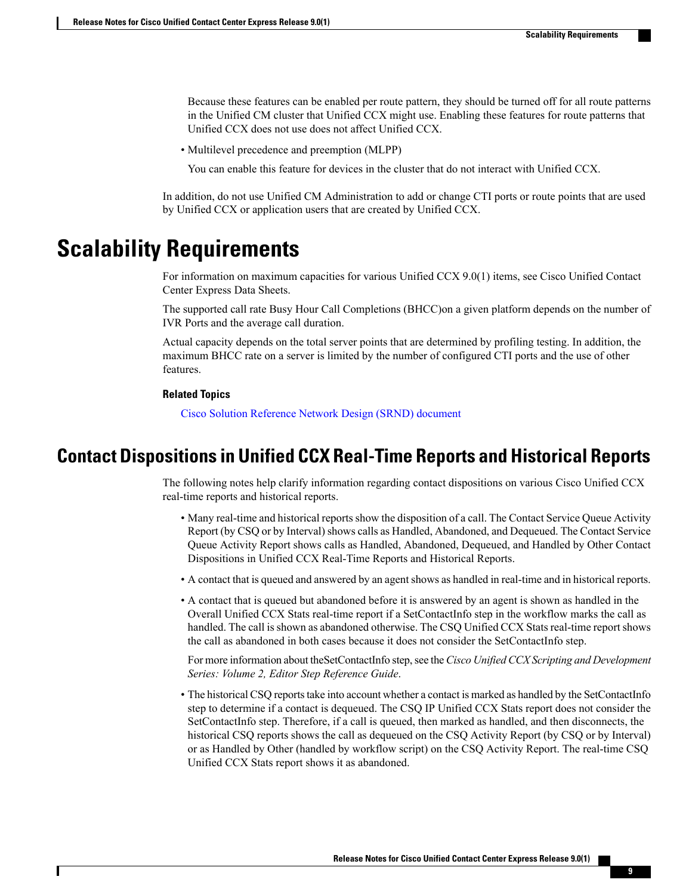Because these features can be enabled per route pattern, they should be turned off for all route patterns in the Unified CM cluster that Unified CCX might use. Enabling these features for route patterns that Unified CCX does not use does not affect Unified CCX.

- Multilevel precedence and preemption (MLPP)

  You can enable this feature for devices in the cluster that do not interact with Unified CCX.

In addition, do not use Unified CM Administration to add or change CTI ports or route points that are used by Unified CCX or application users that are created by Unified CCX.

# Scalability Requirements

For information on maximum capacities for various Unified CCX 9.0(1) items, see Cisco Unified Contact Center Express Data Sheets.

The supported call rate Busy Hour Call Completions (BHCC)on a given platform depends on the number of IVR Ports and the average call duration.

Actual capacity depends on the total server points that are determined by profiling testing. In addition, the maximum BHCC rate on a server is limited by the number of configured CTI ports and the use of other features.

**Related Topics**

Cisco Solution Reference Network Design (SRND) document

## Contact Dispositions in Unified CCX Real-Time Reports and Historical Reports

The following notes help clarify information regarding contact dispositions on various Cisco Unified CCX real-time reports and historical reports.

- Many real-time and historical reports show the disposition of a call. The Contact Service Queue Activity Report (by CSQ or by Interval) shows calls as Handled, Abandoned, and Dequeued. The Contact Service Queue Activity Report shows calls as Handled, Abandoned, Dequeued, and Handled by Other Contact Dispositions in Unified CCX Real-Time Reports and Historical Reports.

- A contact that is queued and answered by an agent shows as handled in real-time and in historical reports.

- A contact that is queued but abandoned before it is answered by an agent is shown as handled in the Overall Unified CCX Stats real-time report if a SetContactInfo step in the workflow marks the call as handled. The call is shown as abandoned otherwise. The CSQ Unified CCX Stats real-time report shows the call as abandoned in both cases because it does not consider the SetContactInfo step.

  For more information about theSetContactInfo step, see the *Cisco Unified CCX Scripting and Development Series: Volume 2, Editor Step Reference Guide*.

- The historical CSQ reports take into account whether a contact is marked as handled by the SetContactInfo step to determine if a contact is dequeued. The CSQ IP Unified CCX Stats report does not consider the SetContactInfo step. Therefore, if a call is queued, then marked as handled, and then disconnects, the historical CSQ reports shows the call as dequeued on the CSQ Activity Report (by CSQ or by Interval) or as Handled by Other (handled by workflow script) on the CSQ Activity Report. The real-time CSQ Unified CCX Stats report shows it as abandoned.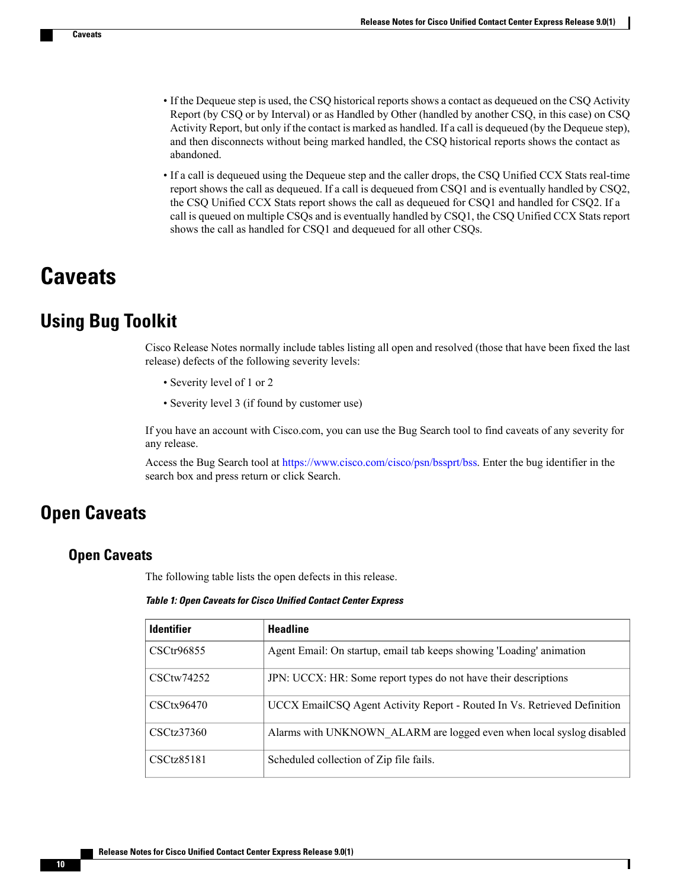- If the Dequeue step is used, the CSQ historical reports shows a contact as dequeued on the CSQ Activity Report (by CSQ or by Interval) or as Handled by Other (handled by another CSQ, in this case) on CSQ Activity Report, but only if the contact is marked as handled. If a call is dequeued (by the Dequeue step), and then disconnects without being marked handled, the CSQ historical reports shows the contact as abandoned.
- If a call is dequeued using the Dequeue step and the caller drops, the CSQ Unified CCX Stats real-time report shows the call as dequeued. If a call is dequeued from CSQ1 and is eventually handled by CSQ2, the CSQ Unified CCX Stats report shows the call as dequeued for CSQ1 and handled for CSQ2. If a call is queued on multiple CSQs and is eventually handled by CSQ1, the CSQ Unified CCX Stats report shows the call as handled for CSQ1 and dequeued for all other CSQs.

# Caveats

## Using Bug Toolkit

Cisco Release Notes normally include tables listing all open and resolved (those that have been fixed the last release) defects of the following severity levels:

- Severity level of 1 or 2
- Severity level 3 (if found by customer use)

If you have an account with Cisco.com, you can use the Bug Search tool to find caveats of any severity for any release.

Access the Bug Search tool at https://www.cisco.com/cisco/psn/bssprt/bss. Enter the bug identifier in the search box and press return or click Search.

## Open Caveats

### Open Caveats

The following table lists the open defects in this release.

*Table 1: Open Caveats for Cisco Unified Contact Center Express*

| Identifier | Headline |
| --- | --- |
| CSCtr96855 | Agent Email: On startup, email tab keeps showing 'Loading' animation |
| CSCtw74252 | JPN: UCCX: HR: Some report types do not have their descriptions |
| CSCtx96470 | UCCX EmailCSQ Agent Activity Report - Routed In Vs. Retrieved Definition |
| CSCtz37360 | Alarms with UNKNOWN_ALARM are logged even when local syslog disabled |
| CSCtz85181 | Scheduled collection of Zip file fails. |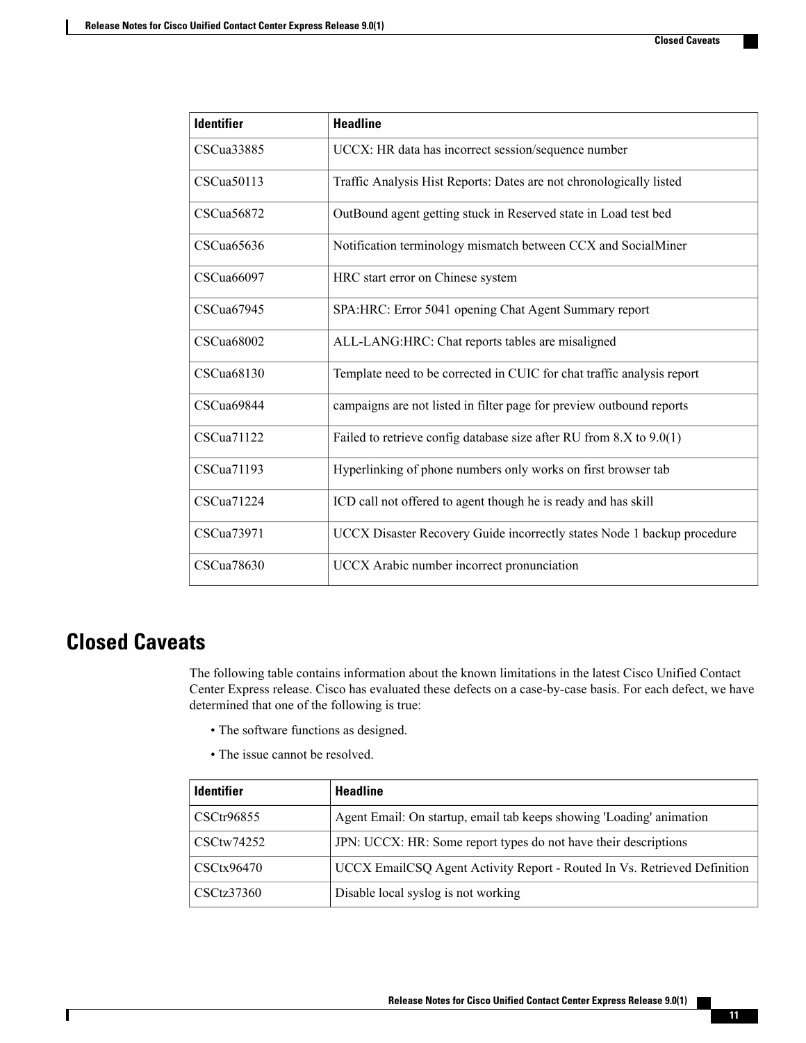| Identifier | Headline |
| --- | --- |
| CSCua33885 | UCCX: HR data has incorrect session/sequence number |
| CSCua50113 | Traffic Analysis Hist Reports: Dates are not chronologically listed |
| CSCua56872 | OutBound agent getting stuck in Reserved state in Load test bed |
| CSCua65636 | Notification terminology mismatch between CCX and SocialMiner |
| CSCua66097 | HRC start error on Chinese system |
| CSCua67945 | SPA:HRC: Error 5041 opening Chat Agent Summary report |
| CSCua68002 | ALL-LANG:HRC: Chat reports tables are misaligned |
| CSCua68130 | Template need to be corrected in CUIC for chat traffic analysis report |
| CSCua69844 | campaigns are not listed in filter page for preview outbound reports |
| CSCua71122 | Failed to retrieve config database size after RU from 8.X to 9.0(1) |
| CSCua71193 | Hyperlinking of phone numbers only works on first browser tab |
| CSCua71224 | ICD call not offered to agent though he is ready and has skill |
| CSCua73971 | UCCX Disaster Recovery Guide incorrectly states Node 1 backup procedure |
| CSCua78630 | UCCX Arabic number incorrect pronunciation |

## Closed Caveats

The following table contains information about the known limitations in the latest Cisco Unified Contact Center Express release. Cisco has evaluated these defects on a case-by-case basis. For each defect, we have determined that one of the following is true:

- The software functions as designed.
- The issue cannot be resolved.

| Identifier | Headline |
| --- | --- |
| CSCtr96855 | Agent Email: On startup, email tab keeps showing 'Loading' animation |
| CSCtw74252 | JPN: UCCX: HR: Some report types do not have their descriptions |
| CSCtx96470 | UCCX EmailCSQ Agent Activity Report - Routed In Vs. Retrieved Definition |
| CSCtz37360 | Disable local syslog is not working |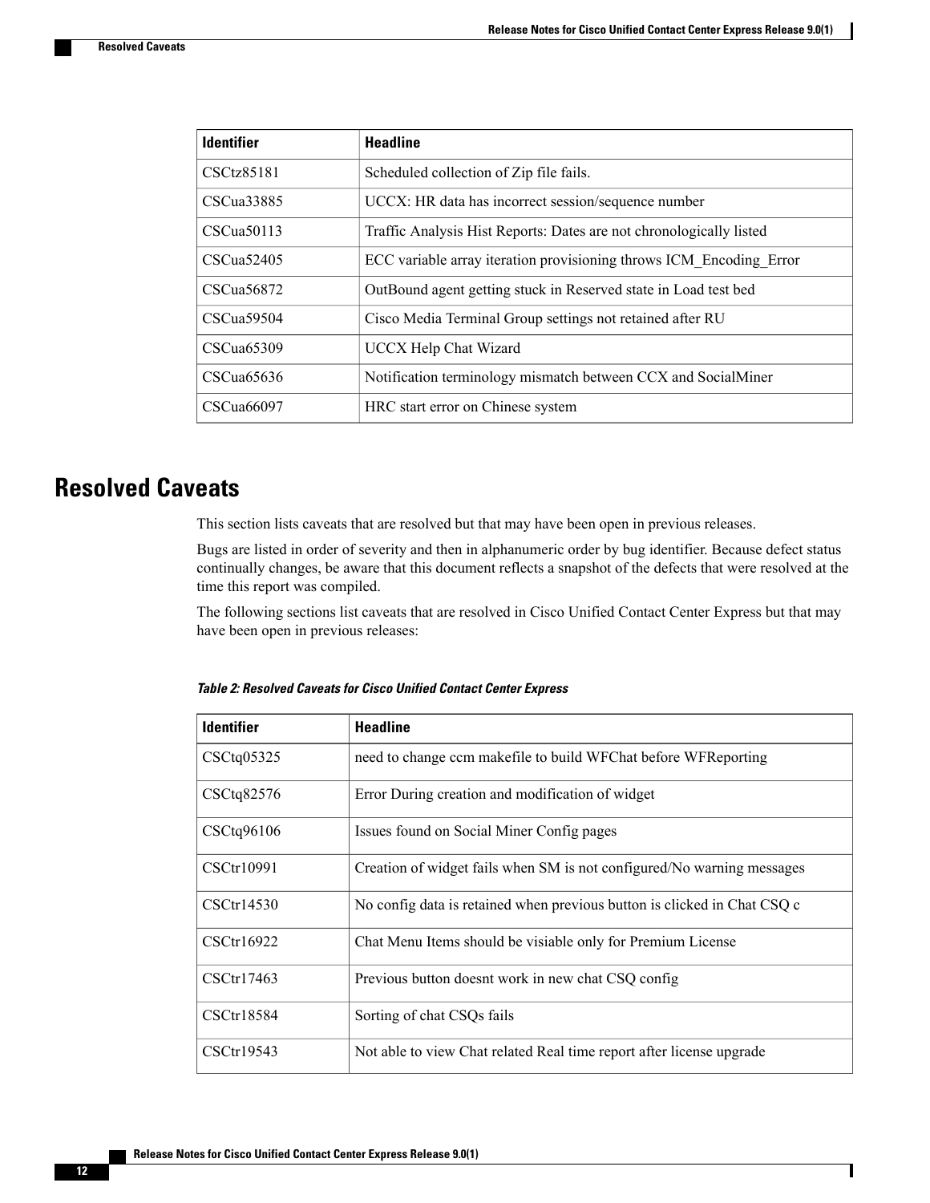| Identifier | Headline |
|---|---|
| CSCtz85181 | Scheduled collection of Zip file fails. |
| CSCua33885 | UCCX: HR data has incorrect session/sequence number |
| CSCua50113 | Traffic Analysis Hist Reports: Dates are not chronologically listed |
| CSCua52405 | ECC variable array iteration provisioning throws ICM_Encoding_Error |
| CSCua56872 | OutBound agent getting stuck in Reserved state in Load test bed |
| CSCua59504 | Cisco Media Terminal Group settings not retained after RU |
| CSCua65309 | UCCX Help Chat Wizard |
| CSCua65636 | Notification terminology mismatch between CCX and SocialMiner |
| CSCua66097 | HRC start error on Chinese system |

## Resolved Caveats

This section lists caveats that are resolved but that may have been open in previous releases.

Bugs are listed in order of severity and then in alphanumeric order by bug identifier. Because defect status continually changes, be aware that this document reflects a snapshot of the defects that were resolved at the time this report was compiled.

The following sections list caveats that are resolved in Cisco Unified Contact Center Express but that may have been open in previous releases:

***Table 2: Resolved Caveats for Cisco Unified Contact Center Express***

| Identifier | Headline |
|---|---|
| CSCtq05325 | need to change ccm makefile to build WFChat before WFReporting |
| CSCtq82576 | Error During creation and modification of widget |
| CSCtq96106 | Issues found on Social Miner Config pages |
| CSCtr10991 | Creation of widget fails when SM is not configured/No warning messages |
| CSCtr14530 | No config data is retained when previous button is clicked in Chat CSQ c |
| CSCtr16922 | Chat Menu Items should be visiable only for Premium License |
| CSCtr17463 | Previous button doesnt work in new chat CSQ config |
| CSCtr18584 | Sorting of chat CSQs fails |
| CSCtr19543 | Not able to view Chat related Real time report after license upgrade |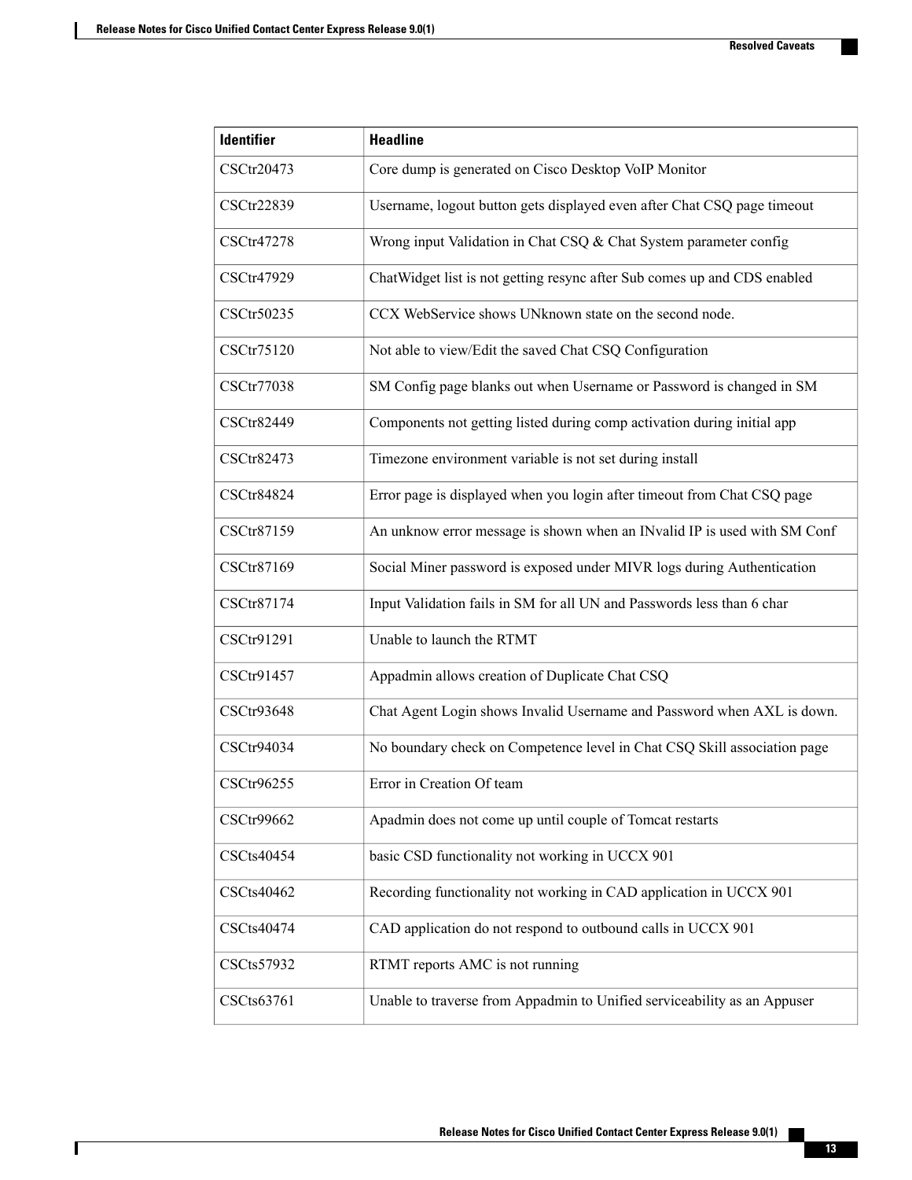| Identifier | Headline |
|---|---|
| CSCtr20473 | Core dump is generated on Cisco Desktop VoIP Monitor |
| CSCtr22839 | Username, logout button gets displayed even after Chat CSQ page timeout |
| CSCtr47278 | Wrong input Validation in Chat CSQ & Chat System parameter config |
| CSCtr47929 | ChatWidget list is not getting resync after Sub comes up and CDS enabled |
| CSCtr50235 | CCX WebService shows UNknown state on the second node. |
| CSCtr75120 | Not able to view/Edit the saved Chat CSQ Configuration |
| CSCtr77038 | SM Config page blanks out when Username or Password is changed in SM |
| CSCtr82449 | Components not getting listed during comp activation during initial app |
| CSCtr82473 | Timezone environment variable is not set during install |
| CSCtr84824 | Error page is displayed when you login after timeout from Chat CSQ page |
| CSCtr87159 | An unknow error message is shown when an INvalid IP is used with SM Conf |
| CSCtr87169 | Social Miner password is exposed under MIVR logs during Authentication |
| CSCtr87174 | Input Validation fails in SM for all UN and Passwords less than 6 char |
| CSCtr91291 | Unable to launch the RTMT |
| CSCtr91457 | Appadmin allows creation of Duplicate Chat CSQ |
| CSCtr93648 | Chat Agent Login shows Invalid Username and Password when AXL is down. |
| CSCtr94034 | No boundary check on Competence level in Chat CSQ Skill association page |
| CSCtr96255 | Error in Creation Of team |
| CSCtr99662 | Apadmin does not come up until couple of Tomcat restarts |
| CSCts40454 | basic CSD functionality not working in UCCX 901 |
| CSCts40462 | Recording functionality not working in CAD application in UCCX 901 |
| CSCts40474 | CAD application do not respond to outbound calls in UCCX 901 |
| CSCts57932 | RTMT reports AMC is not running |
| CSCts63761 | Unable to traverse from Appadmin to Unified serviceability as an Appuser |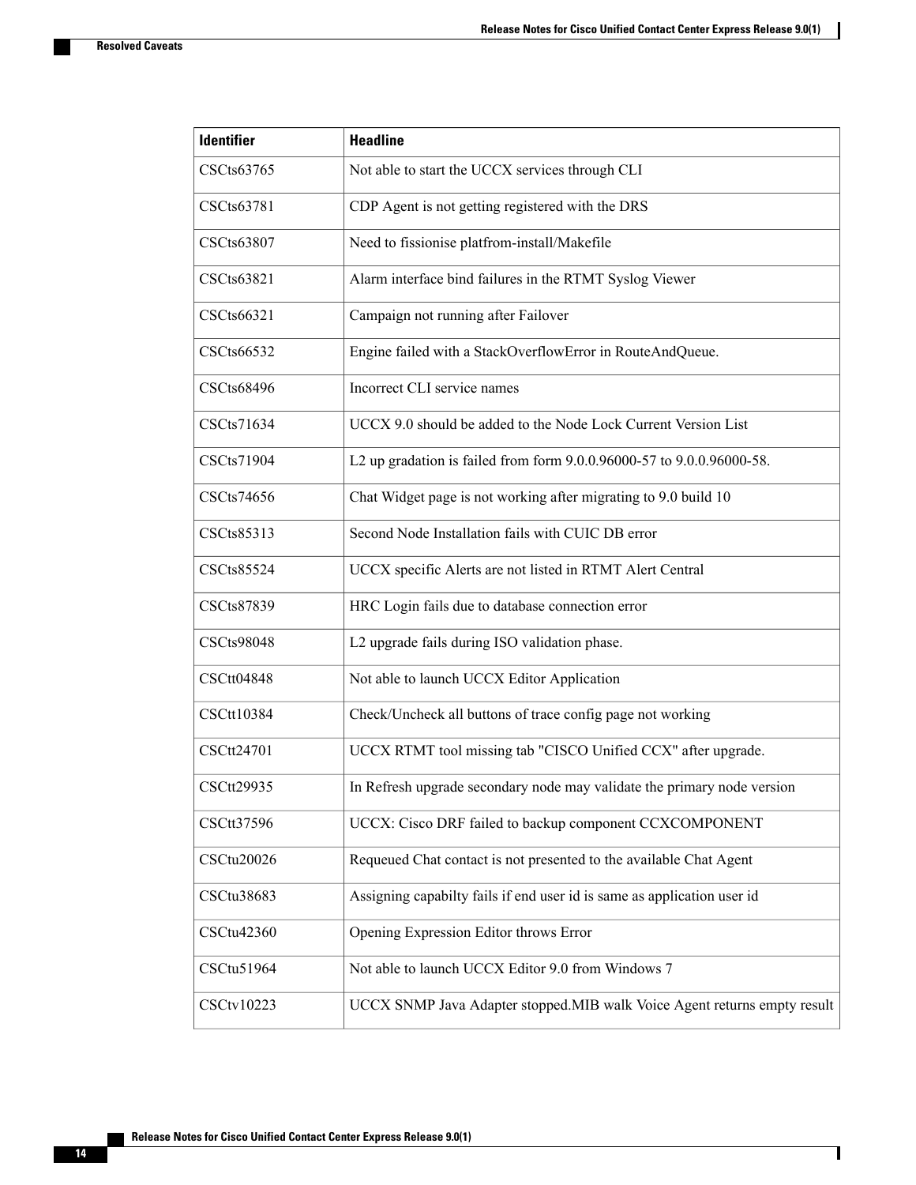| Identifier | Headline |
|---|---|
| CSCts63765 | Not able to start the UCCX services through CLI |
| CSCts63781 | CDP Agent is not getting registered with the DRS |
| CSCts63807 | Need to fissionise platfrom-install/Makefile |
| CSCts63821 | Alarm interface bind failures in the RTMT Syslog Viewer |
| CSCts66321 | Campaign not running after Failover |
| CSCts66532 | Engine failed with a StackOverflowError in RouteAndQueue. |
| CSCts68496 | Incorrect CLI service names |
| CSCts71634 | UCCX 9.0 should be added to the Node Lock Current Version List |
| CSCts71904 | L2 up gradation is failed from form 9.0.0.96000-57 to 9.0.0.96000-58. |
| CSCts74656 | Chat Widget page is not working after migrating to 9.0 build 10 |
| CSCts85313 | Second Node Installation fails with CUIC DB error |
| CSCts85524 | UCCX specific Alerts are not listed in RTMT Alert Central |
| CSCts87839 | HRC Login fails due to database connection error |
| CSCts98048 | L2 upgrade fails during ISO validation phase. |
| CSCtt04848 | Not able to launch UCCX Editor Application |
| CSCtt10384 | Check/Uncheck all buttons of trace config page not working |
| CSCtt24701 | UCCX RTMT tool missing tab "CISCO Unified CCX" after upgrade. |
| CSCtt29935 | In Refresh upgrade secondary node may validate the primary node version |
| CSCtt37596 | UCCX: Cisco DRF failed to backup component CCXCOMPONENT |
| CSCtu20026 | Requeued Chat contact is not presented to the available Chat Agent |
| CSCtu38683 | Assigning capabilty fails if end user id is same as application user id |
| CSCtu42360 | Opening Expression Editor throws Error |
| CSCtu51964 | Not able to launch UCCX Editor 9.0 from Windows 7 |
| CSCtv10223 | UCCX SNMP Java Adapter stopped.MIB walk Voice Agent returns empty result |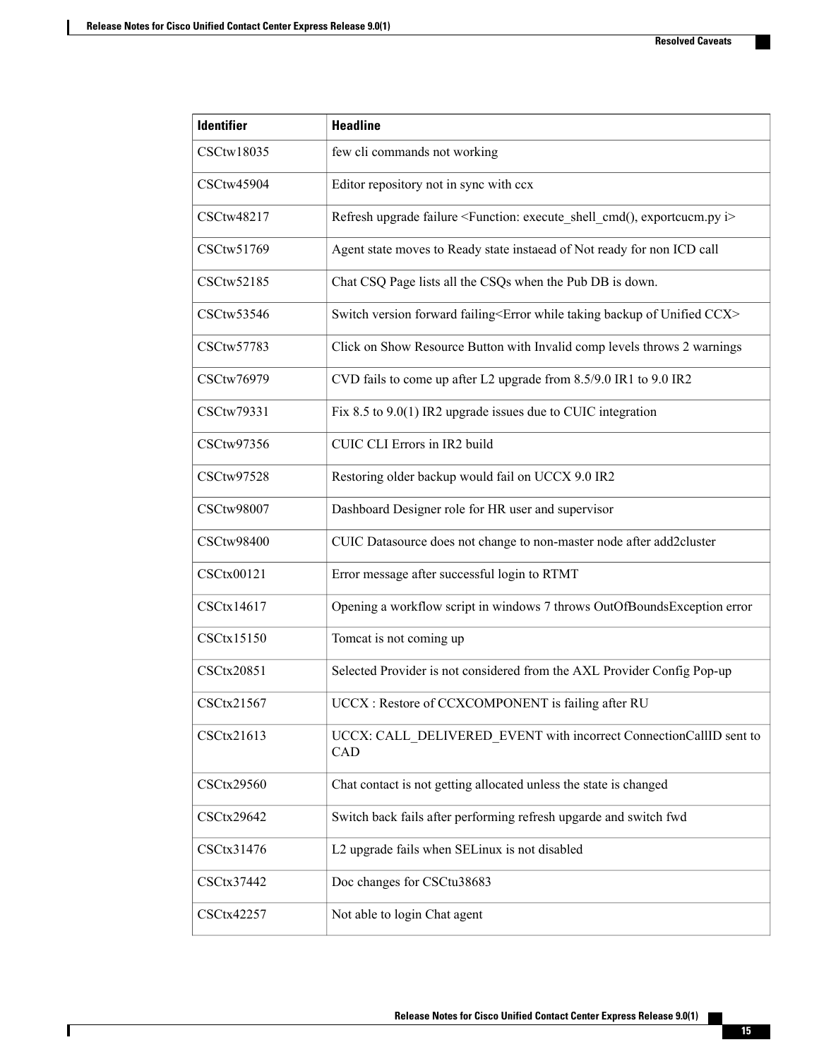| Identifier | Headline |
|---|---|
| CSCtw18035 | few cli commands not working |
| CSCtw45904 | Editor repository not in sync with ccx |
| CSCtw48217 | Refresh upgrade failure <Function: execute_shell_cmd(), exportcucm.py i> |
| CSCtw51769 | Agent state moves to Ready state instaead of Not ready for non ICD call |
| CSCtw52185 | Chat CSQ Page lists all the CSQs when the Pub DB is down. |
| CSCtw53546 | Switch version forward failing<Error while taking backup of Unified CCX> |
| CSCtw57783 | Click on Show Resource Button with Invalid comp levels throws 2 warnings |
| CSCtw76979 | CVD fails to come up after L2 upgrade from 8.5/9.0 IR1 to 9.0 IR2 |
| CSCtw79331 | Fix 8.5 to 9.0(1) IR2 upgrade issues due to CUIC integration |
| CSCtw97356 | CUIC CLI Errors in IR2 build |
| CSCtw97528 | Restoring older backup would fail on UCCX 9.0 IR2 |
| CSCtw98007 | Dashboard Designer role for HR user and supervisor |
| CSCtw98400 | CUIC Datasource does not change to non-master node after add2cluster |
| CSCtx00121 | Error message after successful login to RTMT |
| CSCtx14617 | Opening a workflow script in windows 7 throws OutOfBoundsException error |
| CSCtx15150 | Tomcat is not coming up |
| CSCtx20851 | Selected Provider is not considered from the AXL Provider Config Pop-up |
| CSCtx21567 | UCCX : Restore of CCXCOMPONENT is failing after RU |
| CSCtx21613 | UCCX: CALL_DELIVERED_EVENT with incorrect ConnectionCallID sent to CAD |
| CSCtx29560 | Chat contact is not getting allocated unless the state is changed |
| CSCtx29642 | Switch back fails after performing refresh upgarde and switch fwd |
| CSCtx31476 | L2 upgrade fails when SELinux is not disabled |
| CSCtx37442 | Doc changes for CSCtu38683 |
| CSCtx42257 | Not able to login Chat agent |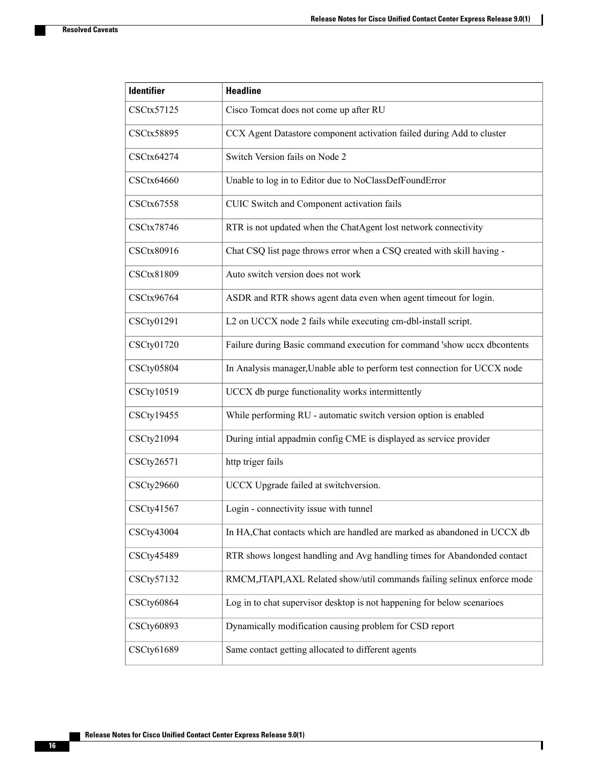| Identifier | Headline |
| --- | --- |
| CSCtx57125 | Cisco Tomcat does not come up after RU |
| CSCtx58895 | CCX Agent Datastore component activation failed during Add to cluster |
| CSCtx64274 | Switch Version fails on Node 2 |
| CSCtx64660 | Unable to log in to Editor due to NoClassDefFoundError |
| CSCtx67558 | CUIC Switch and Component activation fails |
| CSCtx78746 | RTR is not updated when the ChatAgent lost network connectivity |
| CSCtx80916 | Chat CSQ list page throws error when a CSQ created with skill having - |
| CSCtx81809 | Auto switch version does not work |
| CSCtx96764 | ASDR and RTR shows agent data even when agent timeout for login. |
| CSCty01291 | L2 on UCCX node 2 fails while executing cm-dbl-install script. |
| CSCty01720 | Failure during Basic command execution for command 'show uccx dbcontents |
| CSCty05804 | In Analysis manager,Unable able to perform test connection for UCCX node |
| CSCty10519 | UCCX db purge functionality works intermittently |
| CSCty19455 | While performing RU - automatic switch version option is enabled |
| CSCty21094 | During intial appadmin config CME is displayed as service provider |
| CSCty26571 | http triger fails |
| CSCty29660 | UCCX Upgrade failed at switchversion. |
| CSCty41567 | Login - connectivity issue with tunnel |
| CSCty43004 | In HA,Chat contacts which are handled are marked as abandoned in UCCX db |
| CSCty45489 | RTR shows longest handling and Avg handling times for Abandonded contact |
| CSCty57132 | RMCM,JTAPI,AXL Related show/util commands failing selinux enforce mode |
| CSCty60864 | Log in to chat supervisor desktop is not happening for below scenarioes |
| CSCty60893 | Dynamically modification causing problem for CSD report |
| CSCty61689 | Same contact getting allocated to different agents |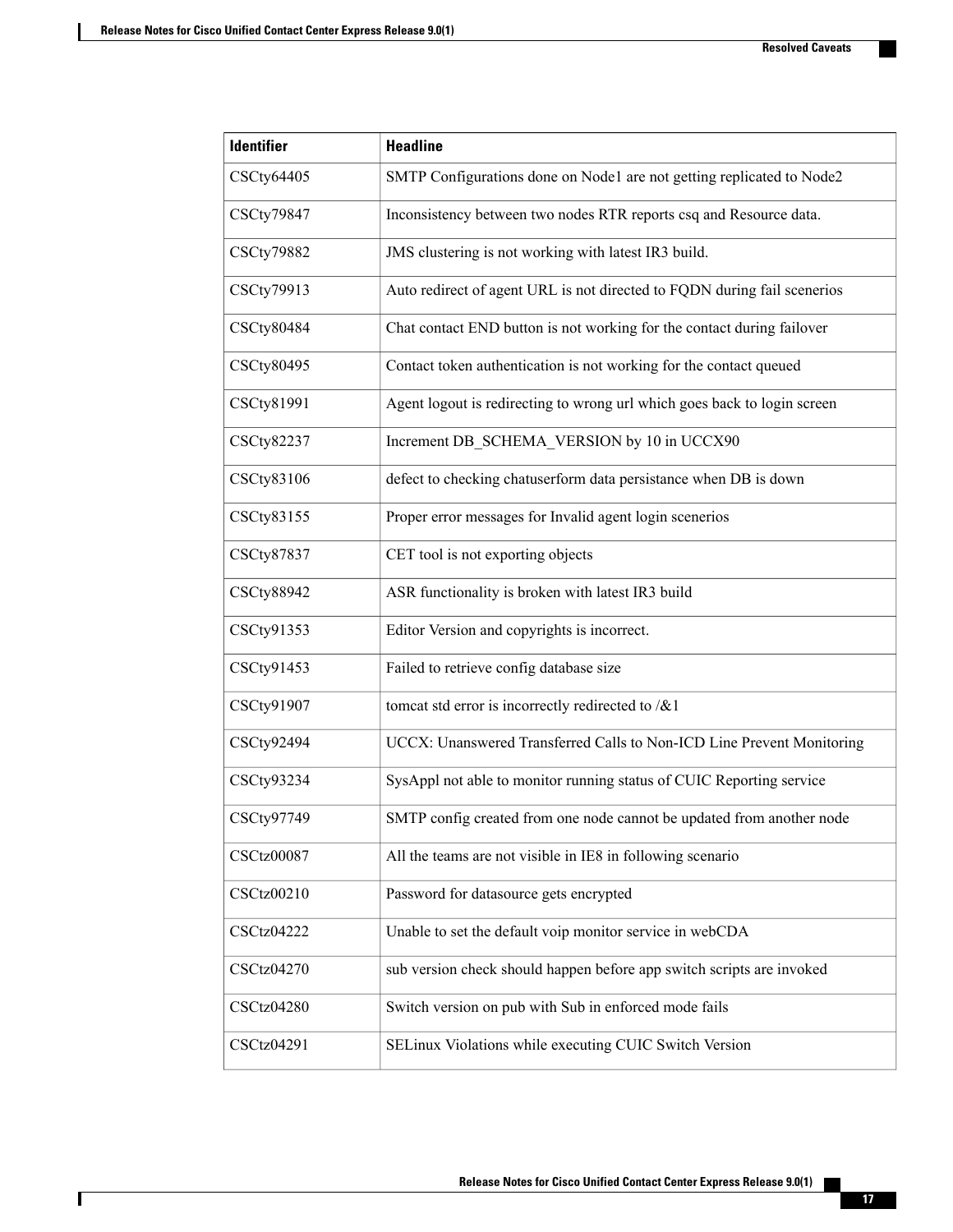| Identifier | Headline |
| --- | --- |
| CSCty64405 | SMTP Configurations done on Node1 are not getting replicated to Node2 |
| CSCty79847 | Inconsistency between two nodes RTR reports csq and Resource data. |
| CSCty79882 | JMS clustering is not working with latest IR3 build. |
| CSCty79913 | Auto redirect of agent URL is not directed to FQDN during fail scenerios |
| CSCty80484 | Chat contact END button is not working for the contact during failover |
| CSCty80495 | Contact token authentication is not working for the contact queued |
| CSCty81991 | Agent logout is redirecting to wrong url which goes back to login screen |
| CSCty82237 | Increment DB_SCHEMA_VERSION by 10 in UCCX90 |
| CSCty83106 | defect to checking chatuserform data persistance when DB is down |
| CSCty83155 | Proper error messages for Invalid agent login scenerios |
| CSCty87837 | CET tool is not exporting objects |
| CSCty88942 | ASR functionality is broken with latest IR3 build |
| CSCty91353 | Editor Version and copyrights is incorrect. |
| CSCty91453 | Failed to retrieve config database size |
| CSCty91907 | tomcat std error is incorrectly redirected to /&1 |
| CSCty92494 | UCCX: Unanswered Transferred Calls to Non-ICD Line Prevent Monitoring |
| CSCty93234 | SysAppl not able to monitor running status of CUIC Reporting service |
| CSCty97749 | SMTP config created from one node cannot be updated from another node |
| CSCtz00087 | All the teams are not visible in IE8 in following scenario |
| CSCtz00210 | Password for datasource gets encrypted |
| CSCtz04222 | Unable to set the default voip monitor service in webCDA |
| CSCtz04270 | sub version check should happen before app switch scripts are invoked |
| CSCtz04280 | Switch version on pub with Sub in enforced mode fails |
| CSCtz04291 | SELinux Violations while executing CUIC Switch Version |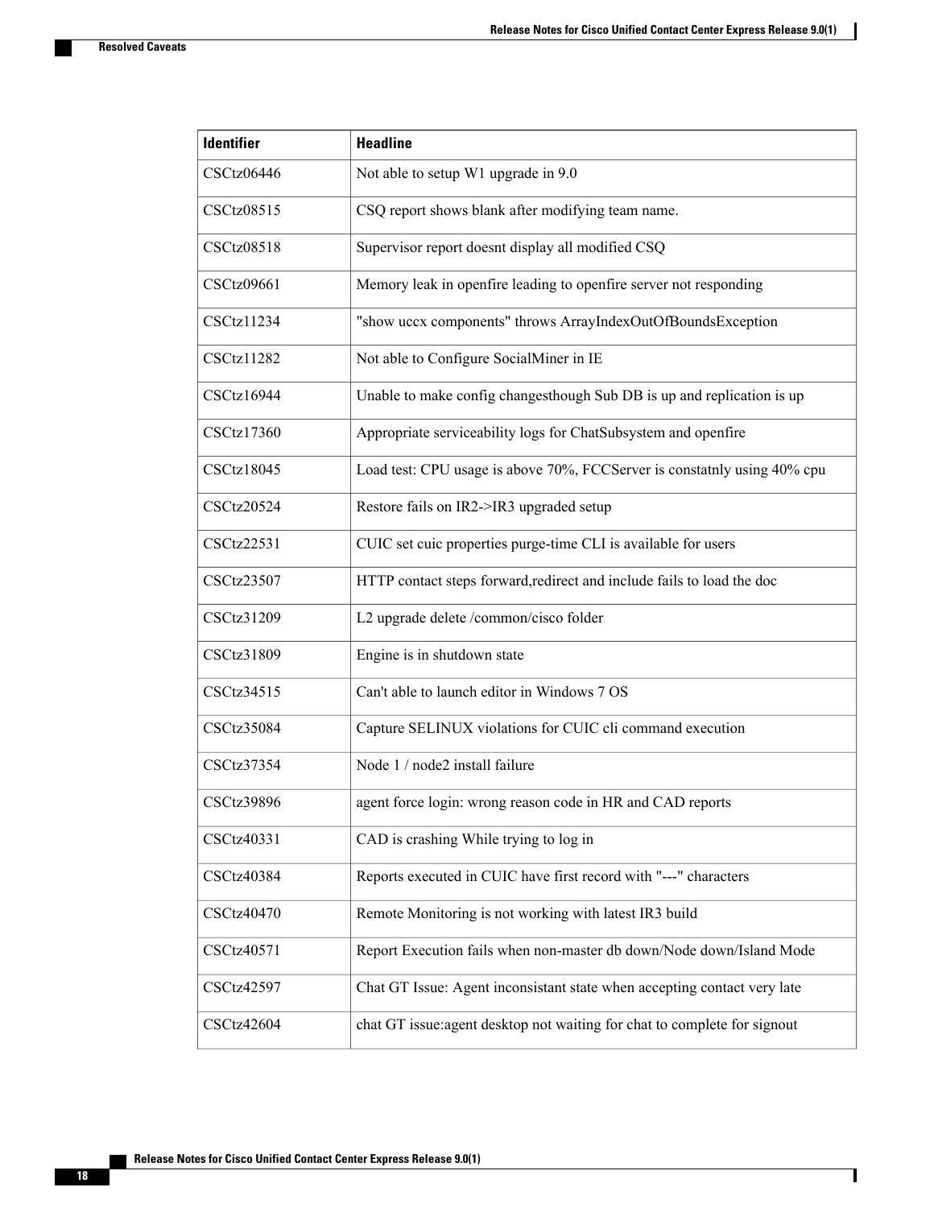| Identifier | Headline |
| --- | --- |
| CSCtz06446 | Not able to setup W1 upgrade in 9.0 |
| CSCtz08515 | CSQ report shows blank after modifying team name. |
| CSCtz08518 | Supervisor report doesnt display all modified CSQ |
| CSCtz09661 | Memory leak in openfire leading to openfire server not responding |
| CSCtz11234 | "show uccx components" throws ArrayIndexOutOfBoundsException |
| CSCtz11282 | Not able to Configure SocialMiner in IE |
| CSCtz16944 | Unable to make config changesthough Sub DB is up and replication is up |
| CSCtz17360 | Appropriate serviceability logs for ChatSubsystem and openfire |
| CSCtz18045 | Load test: CPU usage is above 70%, FCCServer is constatnly using 40% cpu |
| CSCtz20524 | Restore fails on IR2->IR3 upgraded setup |
| CSCtz22531 | CUIC set cuic properties purge-time CLI is available for users |
| CSCtz23507 | HTTP contact steps forward,redirect and include fails to load the doc |
| CSCtz31209 | L2 upgrade delete /common/cisco folder |
| CSCtz31809 | Engine is in shutdown state |
| CSCtz34515 | Can't able to launch editor in Windows 7 OS |
| CSCtz35084 | Capture SELINUX violations for CUIC cli command execution |
| CSCtz37354 | Node 1 / node2 install failure |
| CSCtz39896 | agent force login: wrong reason code in HR and CAD reports |
| CSCtz40331 | CAD is crashing While trying to log in |
| CSCtz40384 | Reports executed in CUIC have first record with "---" characters |
| CSCtz40470 | Remote Monitoring is not working with latest IR3 build |
| CSCtz40571 | Report Execution fails when non-master db down/Node down/Island Mode |
| CSCtz42597 | Chat GT Issue: Agent inconsistant state when accepting contact very late |
| CSCtz42604 | chat GT issue:agent desktop not waiting for chat to complete for signout |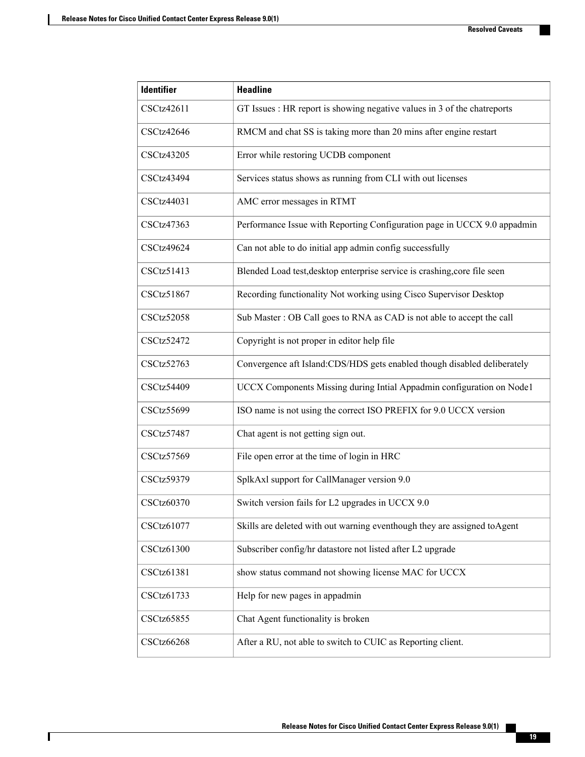| Identifier | Headline |
|---|---|
| CSCtz42611 | GT Issues : HR report is showing negative values in 3 of the chatreports |
| CSCtz42646 | RMCM and chat SS is taking more than 20 mins after engine restart |
| CSCtz43205 | Error while restoring UCDB component |
| CSCtz43494 | Services status shows as running from CLI with out licenses |
| CSCtz44031 | AMC error messages in RTMT |
| CSCtz47363 | Performance Issue with Reporting Configuration page in UCCX 9.0 appadmin |
| CSCtz49624 | Can not able to do initial app admin config successfully |
| CSCtz51413 | Blended Load test,desktop enterprise service is crashing,core file seen |
| CSCtz51867 | Recording functionality Not working using Cisco Supervisor Desktop |
| CSCtz52058 | Sub Master : OB Call goes to RNA as CAD is not able to accept the call |
| CSCtz52472 | Copyright is not proper in editor help file |
| CSCtz52763 | Convergence aft Island:CDS/HDS gets enabled though disabled deliberately |
| CSCtz54409 | UCCX Components Missing during Intial Appadmin configuration on Node1 |
| CSCtz55699 | ISO name is not using the correct ISO PREFIX for 9.0 UCCX version |
| CSCtz57487 | Chat agent is not getting sign out. |
| CSCtz57569 | File open error at the time of login in HRC |
| CSCtz59379 | SplkAxl support for CallManager version 9.0 |
| CSCtz60370 | Switch version fails for L2 upgrades in UCCX 9.0 |
| CSCtz61077 | Skills are deleted with out warning eventhough they are assigned toAgent |
| CSCtz61300 | Subscriber config/hr datastore not listed after L2 upgrade |
| CSCtz61381 | show status command not showing license MAC for UCCX |
| CSCtz61733 | Help for new pages in appadmin |
| CSCtz65855 | Chat Agent functionality is broken |
| CSCtz66268 | After a RU, not able to switch to CUIC as Reporting client. |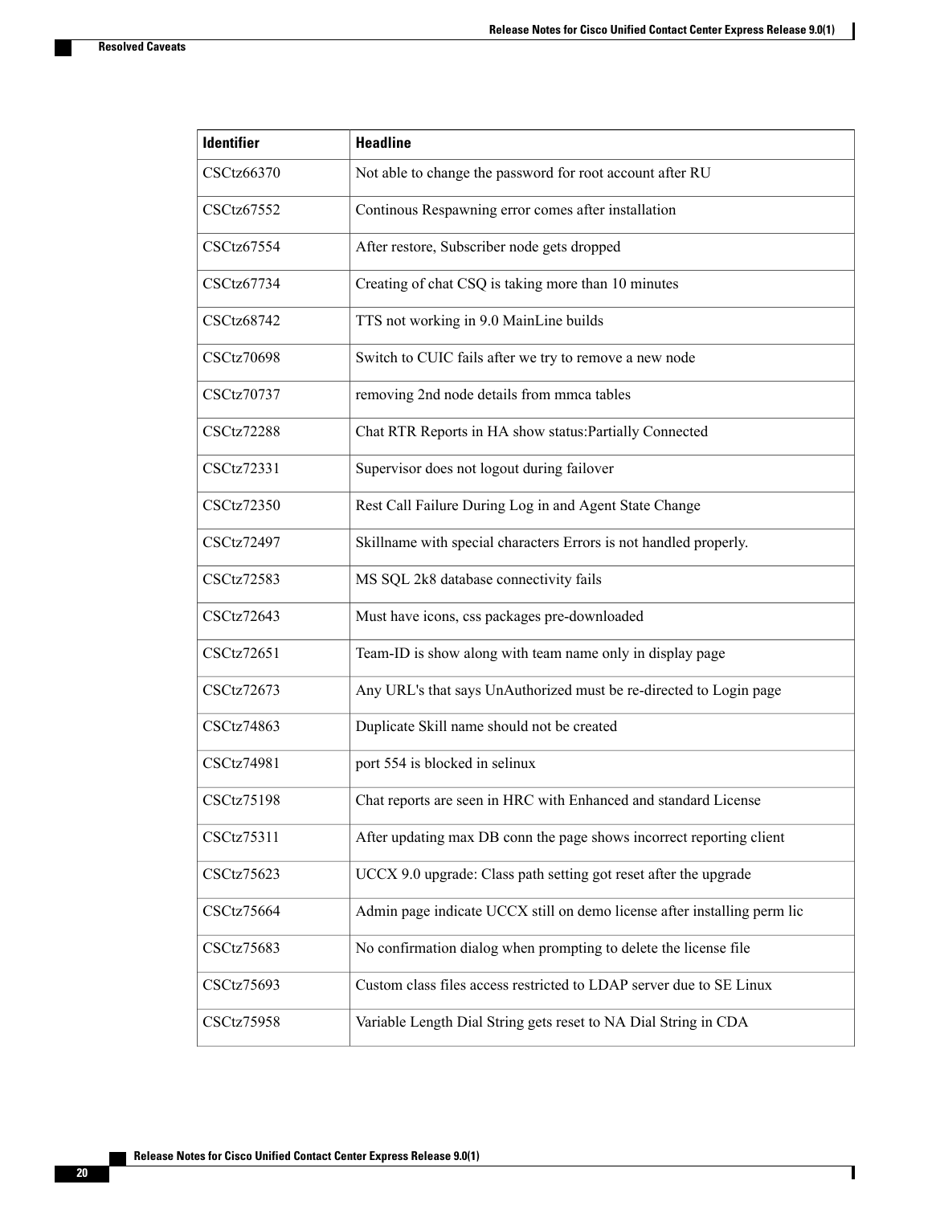| Identifier | Headline |
| --- | --- |
| CSCtz66370 | Not able to change the password for root account after RU |
| CSCtz67552 | Continous Respawning error comes after installation |
| CSCtz67554 | After restore, Subscriber node gets dropped |
| CSCtz67734 | Creating of chat CSQ is taking more than 10 minutes |
| CSCtz68742 | TTS not working in 9.0 MainLine builds |
| CSCtz70698 | Switch to CUIC fails after we try to remove a new node |
| CSCtz70737 | removing 2nd node details from mmca tables |
| CSCtz72288 | Chat RTR Reports in HA show status:Partially Connected |
| CSCtz72331 | Supervisor does not logout during failover |
| CSCtz72350 | Rest Call Failure During Log in and Agent State Change |
| CSCtz72497 | Skillname with special characters Errors is not handled properly. |
| CSCtz72583 | MS SQL 2k8 database connectivity fails |
| CSCtz72643 | Must have icons, css packages pre-downloaded |
| CSCtz72651 | Team-ID is show along with team name only in display page |
| CSCtz72673 | Any URL's that says UnAuthorized must be re-directed to Login page |
| CSCtz74863 | Duplicate Skill name should not be created |
| CSCtz74981 | port 554 is blocked in selinux |
| CSCtz75198 | Chat reports are seen in HRC with Enhanced and standard License |
| CSCtz75311 | After updating max DB conn the page shows incorrect reporting client |
| CSCtz75623 | UCCX 9.0 upgrade: Class path setting got reset after the upgrade |
| CSCtz75664 | Admin page indicate UCCX still on demo license after installing perm lic |
| CSCtz75683 | No confirmation dialog when prompting to delete the license file |
| CSCtz75693 | Custom class files access restricted to LDAP server due to SE Linux |
| CSCtz75958 | Variable Length Dial String gets reset to NA Dial String in CDA |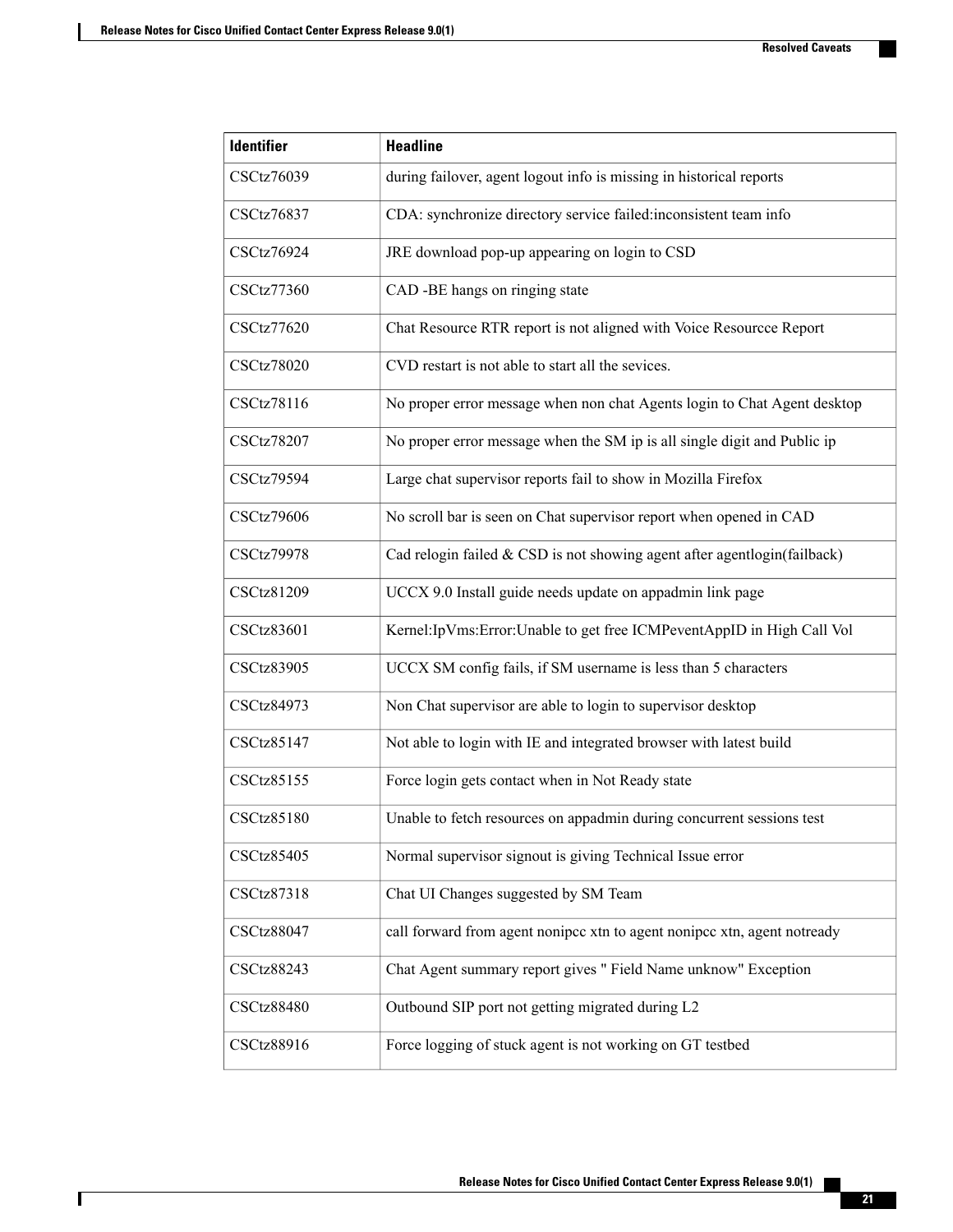| Identifier | Headline |
| --- | --- |
| CSCtz76039 | during failover, agent logout info is missing in historical reports |
| CSCtz76837 | CDA: synchronize directory service failed:inconsistent team info |
| CSCtz76924 | JRE download pop-up appearing on login to CSD |
| CSCtz77360 | CAD -BE hangs on ringing state |
| CSCtz77620 | Chat Resource RTR report is not aligned with Voice Resourcce Report |
| CSCtz78020 | CVD restart is not able to start all the sevices. |
| CSCtz78116 | No proper error message when non chat Agents login to Chat Agent desktop |
| CSCtz78207 | No proper error message when the SM ip is all single digit and Public ip |
| CSCtz79594 | Large chat supervisor reports fail to show in Mozilla Firefox |
| CSCtz79606 | No scroll bar is seen on Chat supervisor report when opened in CAD |
| CSCtz79978 | Cad relogin failed & CSD is not showing agent after agentlogin(failback) |
| CSCtz81209 | UCCX 9.0 Install guide needs update on appadmin link page |
| CSCtz83601 | Kernel:IpVms:Error:Unable to get free ICMPeventAppID in High Call Vol |
| CSCtz83905 | UCCX SM config fails, if SM username is less than 5 characters |
| CSCtz84973 | Non Chat supervisor are able to login to supervisor desktop |
| CSCtz85147 | Not able to login with IE and integrated browser with latest build |
| CSCtz85155 | Force login gets contact when in Not Ready state |
| CSCtz85180 | Unable to fetch resources on appadmin during concurrent sessions test |
| CSCtz85405 | Normal supervisor signout is giving Technical Issue error |
| CSCtz87318 | Chat UI Changes suggested by SM Team |
| CSCtz88047 | call forward from agent nonipcc xtn to agent nonipcc xtn, agent notready |
| CSCtz88243 | Chat Agent summary report gives " Field Name unknow" Exception |
| CSCtz88480 | Outbound SIP port not getting migrated during L2 |
| CSCtz88916 | Force logging of stuck agent is not working on GT testbed |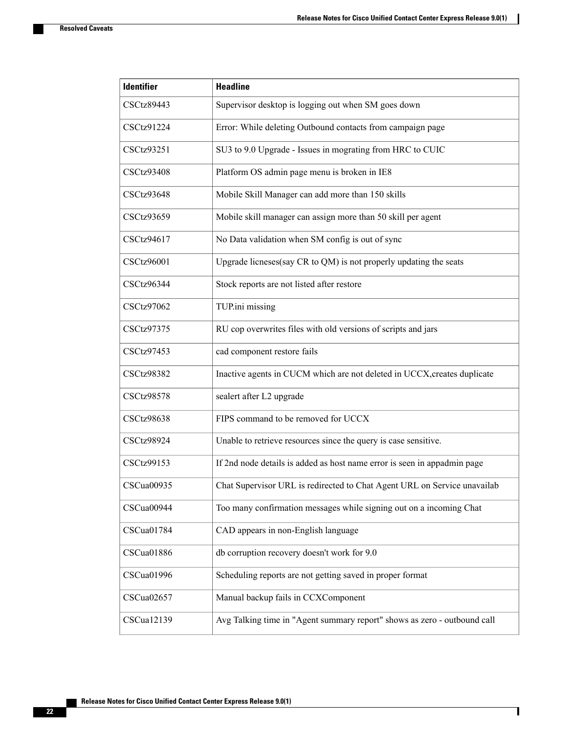| Identifier | Headline |
| --- | --- |
| CSCtz89443 | Supervisor desktop is logging out when SM goes down |
| CSCtz91224 | Error: While deleting Outbound contacts from campaign page |
| CSCtz93251 | SU3 to 9.0 Upgrade - Issues in mograting from HRC to CUIC |
| CSCtz93408 | Platform OS admin page menu is broken in IE8 |
| CSCtz93648 | Mobile Skill Manager can add more than 150 skills |
| CSCtz93659 | Mobile skill manager can assign more than 50 skill per agent |
| CSCtz94617 | No Data validation when SM config is out of sync |
| CSCtz96001 | Upgrade licneses(say CR to QM) is not properly updating the seats |
| CSCtz96344 | Stock reports are not listed after restore |
| CSCtz97062 | TUP.ini missing |
| CSCtz97375 | RU cop overwrites files with old versions of scripts and jars |
| CSCtz97453 | cad component restore fails |
| CSCtz98382 | Inactive agents in CUCM which are not deleted in UCCX,creates duplicate |
| CSCtz98578 | sealert after L2 upgrade |
| CSCtz98638 | FIPS command to be removed for UCCX |
| CSCtz98924 | Unable to retrieve resources since the query is case sensitive. |
| CSCtz99153 | If 2nd node details is added as host name error is seen in appadmin page |
| CSCua00935 | Chat Supervisor URL is redirected to Chat Agent URL on Service unavailab |
| CSCua00944 | Too many confirmation messages while signing out on a incoming Chat |
| CSCua01784 | CAD appears in non-English language |
| CSCua01886 | db corruption recovery doesn't work for 9.0 |
| CSCua01996 | Scheduling reports are not getting saved in proper format |
| CSCua02657 | Manual backup fails in CCXComponent |
| CSCua12139 | Avg Talking time in "Agent summary report" shows as zero - outbound call |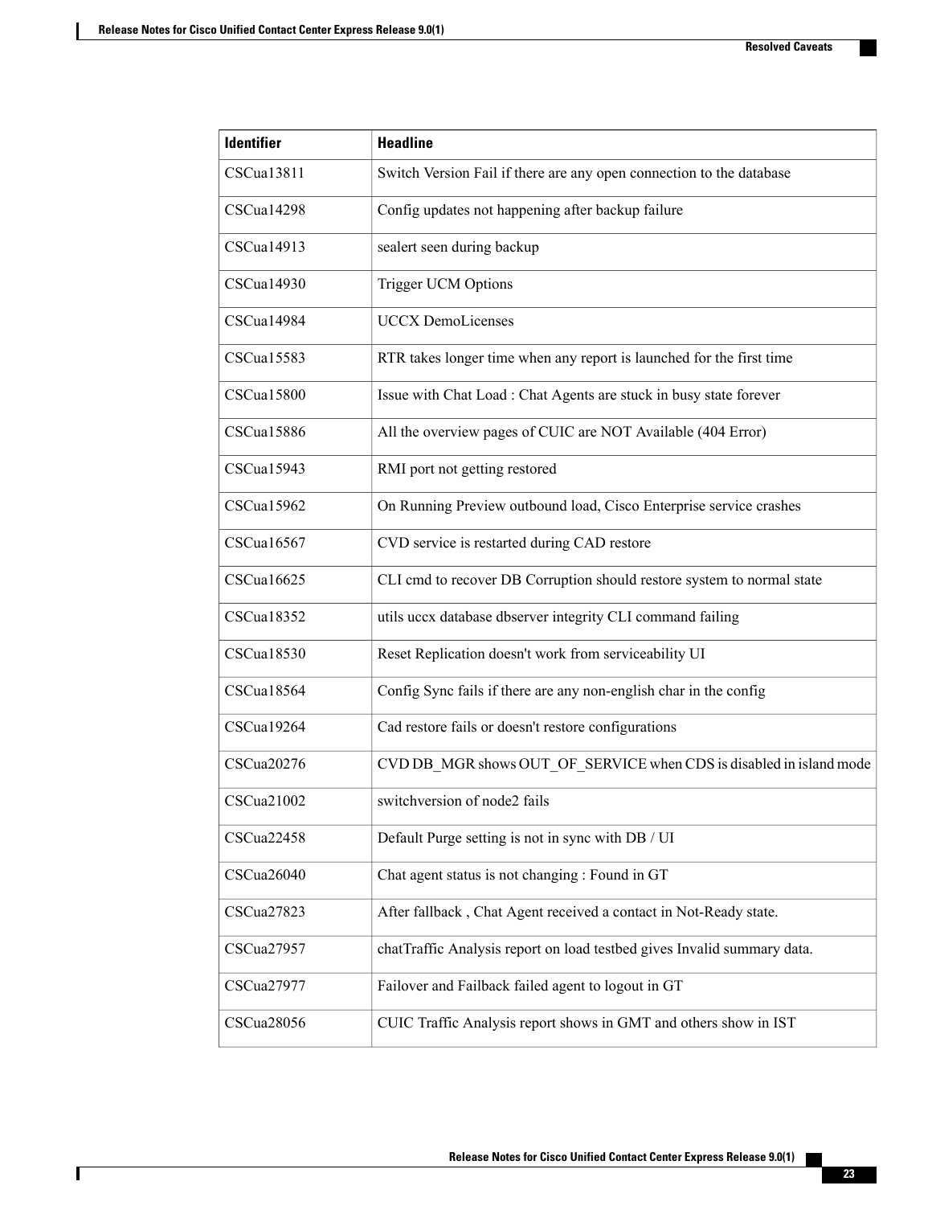| Identifier | Headline |
|---|---|
| CSCua13811 | Switch Version Fail if there are any open connection to the database |
| CSCua14298 | Config updates not happening after backup failure |
| CSCua14913 | sealert seen during backup |
| CSCua14930 | Trigger UCM Options |
| CSCua14984 | UCCX DemoLicenses |
| CSCua15583 | RTR takes longer time when any report is launched for the first time |
| CSCua15800 | Issue with Chat Load : Chat Agents are stuck in busy state forever |
| CSCua15886 | All the overview pages of CUIC are NOT Available (404 Error) |
| CSCua15943 | RMI port not getting restored |
| CSCua15962 | On Running Preview outbound load, Cisco Enterprise service crashes |
| CSCua16567 | CVD service is restarted during CAD restore |
| CSCua16625 | CLI cmd to recover DB Corruption should restore system to normal state |
| CSCua18352 | utils uccx database dbserver integrity CLI command failing |
| CSCua18530 | Reset Replication doesn't work from serviceability UI |
| CSCua18564 | Config Sync fails if there are any non-english char in the config |
| CSCua19264 | Cad restore fails or doesn't restore configurations |
| CSCua20276 | CVD DB_MGR shows OUT_OF_SERVICE when CDS is disabled in island mode |
| CSCua21002 | switchversion of node2 fails |
| CSCua22458 | Default Purge setting is not in sync with DB / UI |
| CSCua26040 | Chat agent status is not changing : Found in GT |
| CSCua27823 | After fallback , Chat Agent received a contact in Not-Ready state. |
| CSCua27957 | chatTraffic Analysis report on load testbed gives Invalid summary data. |
| CSCua27977 | Failover and Failback failed agent to logout in GT |
| CSCua28056 | CUIC Traffic Analysis report shows in GMT and others show in IST |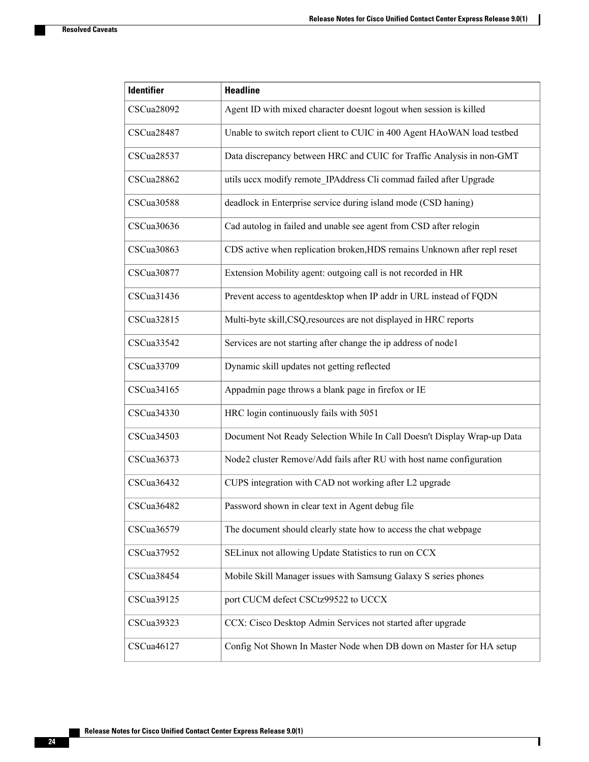| Identifier | Headline |
|---|---|
| CSCua28092 | Agent ID with mixed character doesnt logout when session is killed |
| CSCua28487 | Unable to switch report client to CUIC in 400 Agent HAoWAN load testbed |
| CSCua28537 | Data discrepancy between HRC and CUIC for Traffic Analysis in non-GMT |
| CSCua28862 | utils uccx modify remote_IPAddress Cli commad failed after Upgrade |
| CSCua30588 | deadlock in Enterprise service during island mode (CSD haning) |
| CSCua30636 | Cad autolog in failed and unable see agent from CSD after relogin |
| CSCua30863 | CDS active when replication broken,HDS remains Unknown after repl reset |
| CSCua30877 | Extension Mobility agent: outgoing call is not recorded in HR |
| CSCua31436 | Prevent access to agentdesktop when IP addr in URL instead of FQDN |
| CSCua32815 | Multi-byte skill,CSQ,resources are not displayed in HRC reports |
| CSCua33542 | Services are not starting after change the ip address of node1 |
| CSCua33709 | Dynamic skill updates not getting reflected |
| CSCua34165 | Appadmin page throws a blank page in firefox or IE |
| CSCua34330 | HRC login continuously fails with 5051 |
| CSCua34503 | Document Not Ready Selection While In Call Doesn't Display Wrap-up Data |
| CSCua36373 | Node2 cluster Remove/Add fails after RU with host name configuration |
| CSCua36432 | CUPS integration with CAD not working after L2 upgrade |
| CSCua36482 | Password shown in clear text in Agent debug file |
| CSCua36579 | The document should clearly state how to access the chat webpage |
| CSCua37952 | SELinux not allowing Update Statistics to run on CCX |
| CSCua38454 | Mobile Skill Manager issues with Samsung Galaxy S series phones |
| CSCua39125 | port CUCM defect CSCtz99522 to UCCX |
| CSCua39323 | CCX: Cisco Desktop Admin Services not started after upgrade |
| CSCua46127 | Config Not Shown In Master Node when DB down on Master for HA setup |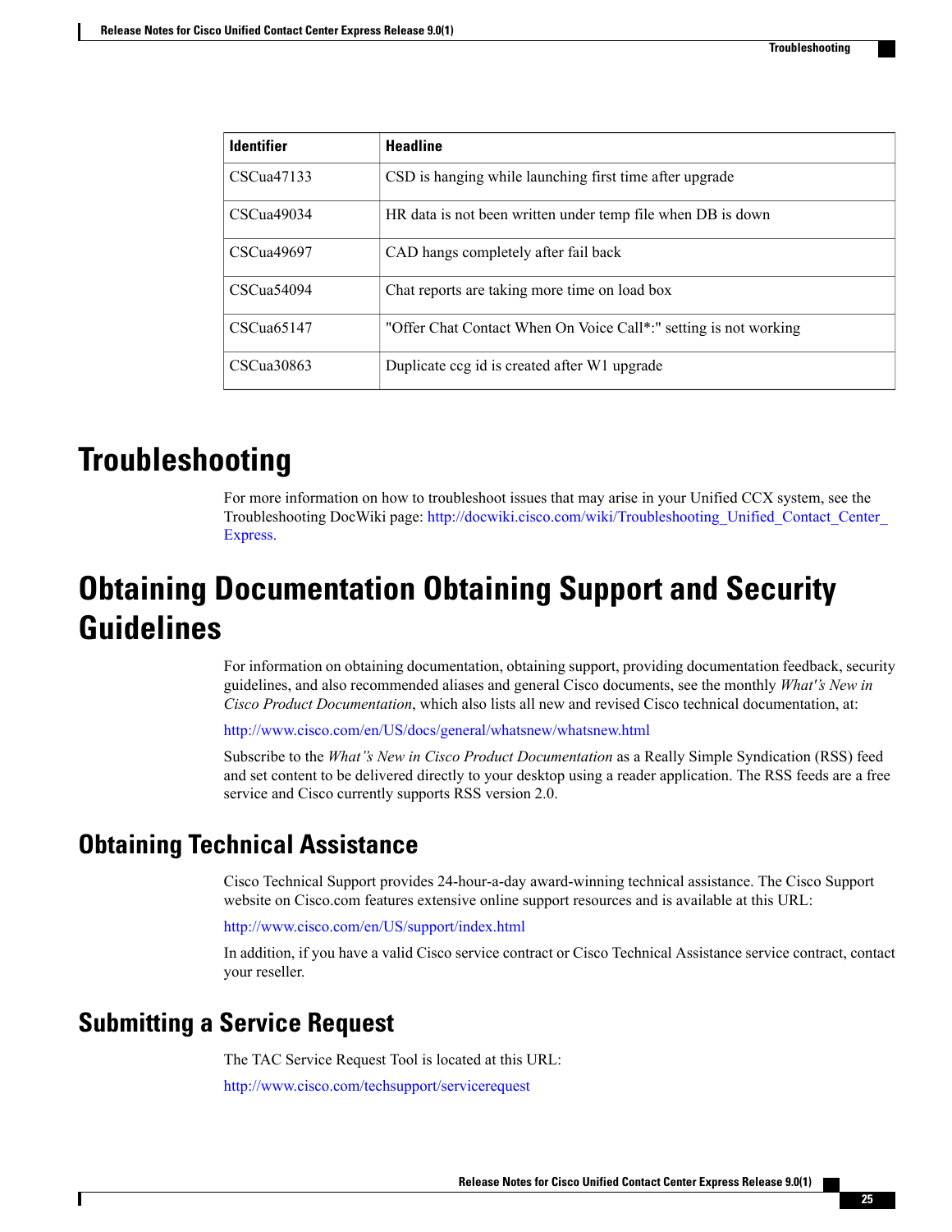| Identifier | Headline |
| --- | --- |
| CSCua47133 | CSD is hanging while launching first time after upgrade |
| CSCua49034 | HR data is not been written under temp file when DB is down |
| CSCua49697 | CAD hangs completely after fail back |
| CSCua54094 | Chat reports are taking more time on load box |
| CSCua65147 | "Offer Chat Contact When On Voice Call*:" setting is not working |
| CSCua30863 | Duplicate ccg id is created after W1 upgrade |

# Troubleshooting

For more information on how to troubleshoot issues that may arise in your Unified CCX system, see the Troubleshooting DocWiki page: http://docwiki.cisco.com/wiki/Troubleshooting_Unified_Contact_Center_Express.

# Obtaining Documentation Obtaining Support and Security Guidelines

For information on obtaining documentation, obtaining support, providing documentation feedback, security guidelines, and also recommended aliases and general Cisco documents, see the monthly *What's New in Cisco Product Documentation*, which also lists all new and revised Cisco technical documentation, at:

http://www.cisco.com/en/US/docs/general/whatsnew/whatsnew.html

Subscribe to the *What's New in Cisco Product Documentation* as a Really Simple Syndication (RSS) feed and set content to be delivered directly to your desktop using a reader application. The RSS feeds are a free service and Cisco currently supports RSS version 2.0.

## Obtaining Technical Assistance

Cisco Technical Support provides 24-hour-a-day award-winning technical assistance. The Cisco Support website on Cisco.com features extensive online support resources and is available at this URL:

http://www.cisco.com/en/US/support/index.html

In addition, if you have a valid Cisco service contract or Cisco Technical Assistance service contract, contact your reseller.

## Submitting a Service Request

The TAC Service Request Tool is located at this URL:

http://www.cisco.com/techsupport/servicerequest